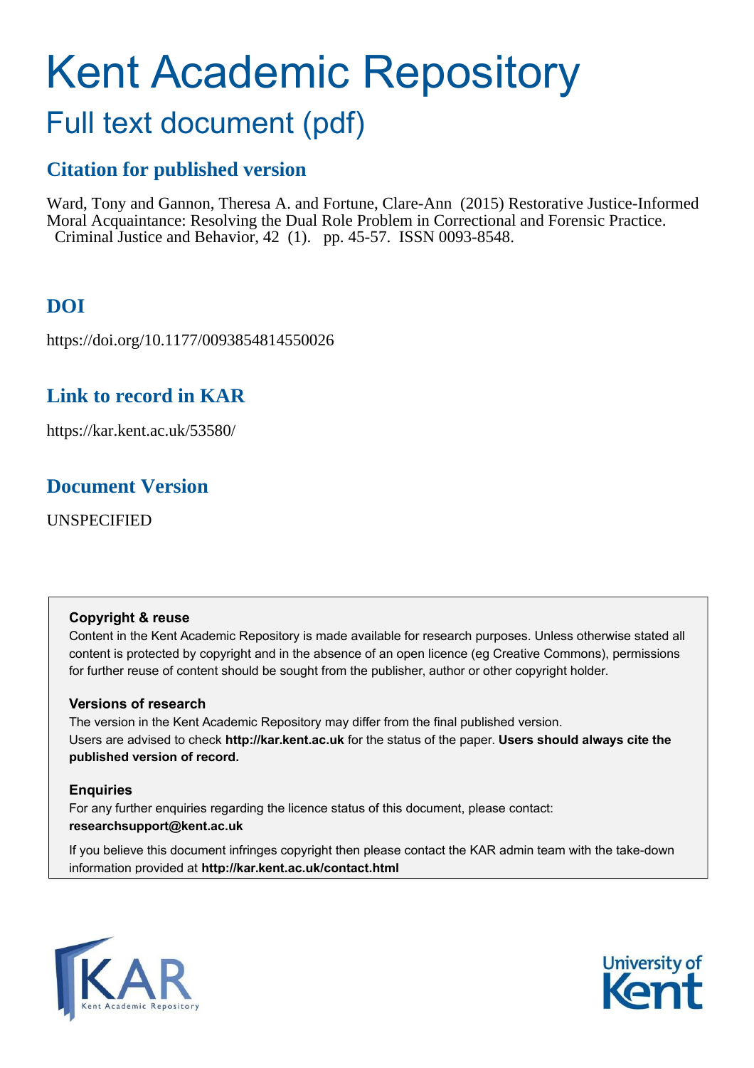# Kent Academic Repository

## Full text document (pdf)

### Citation for published version

Ward, Tony and Gannon, Theresa A. and Fortune, Clare-Ann (2015) Restorative Justice-Informed Moral Acquaintance: Resolving the Dual Role Problem in Correctional and Forensic Practice. Criminal Justice and Behavior, 42 (1). pp. 45-57. ISSN 0093-8548.

### DOI

https://doi.org/10.1177/0093854814550026

### Link to record in KAR

https://kar.kent.ac.uk/53580/

### Document Version

UNSPECIFIED

**Copyright & reuse**

Content in the Kent Academic Repository is made available for research purposes. Unless otherwise stated all content is protected by copyright and in the absence of an open licence (eg Creative Commons), permissions for further reuse of content should be sought from the publisher, author or other copyright holder.

**Versions of research**

The version in the Kent Academic Repository may differ from the final published version. Users are advised to check **http://kar.kent.ac.uk** for the status of the paper. **Users should always cite the published version of record.**

**Enquiries**

For any further enquiries regarding the licence status of this document, please contact: **researchsupport@kent.ac.uk**

If you believe this document infringes copyright then please contact the KAR admin team with the take-down information provided at **http://kar.kent.ac.uk/contact.html**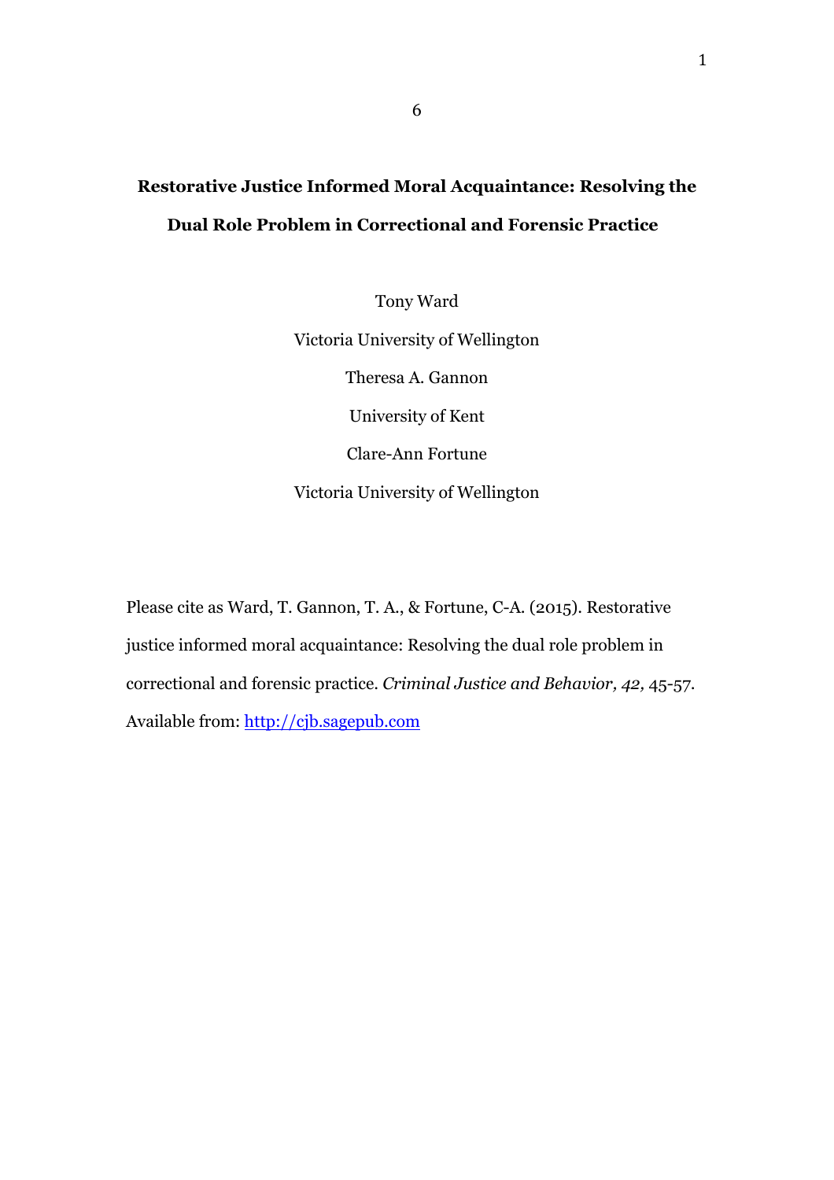# Restorative Justice Informed Moral Acquaintance: Resolving the Dual Role Problem in Correctional and Forensic Practice

Tony Ward

Victoria University of Wellington

Theresa A. Gannon

University of Kent

Clare-Ann Fortune

Victoria University of Wellington

Please cite as Ward, T. Gannon, T. A., & Fortune, C-A. (2015). Restorative justice informed moral acquaintance: Resolving the dual role problem in correctional and forensic practice. *Criminal Justice and Behavior, 42,* 45-57. Available from: http://cjb.sagepub.com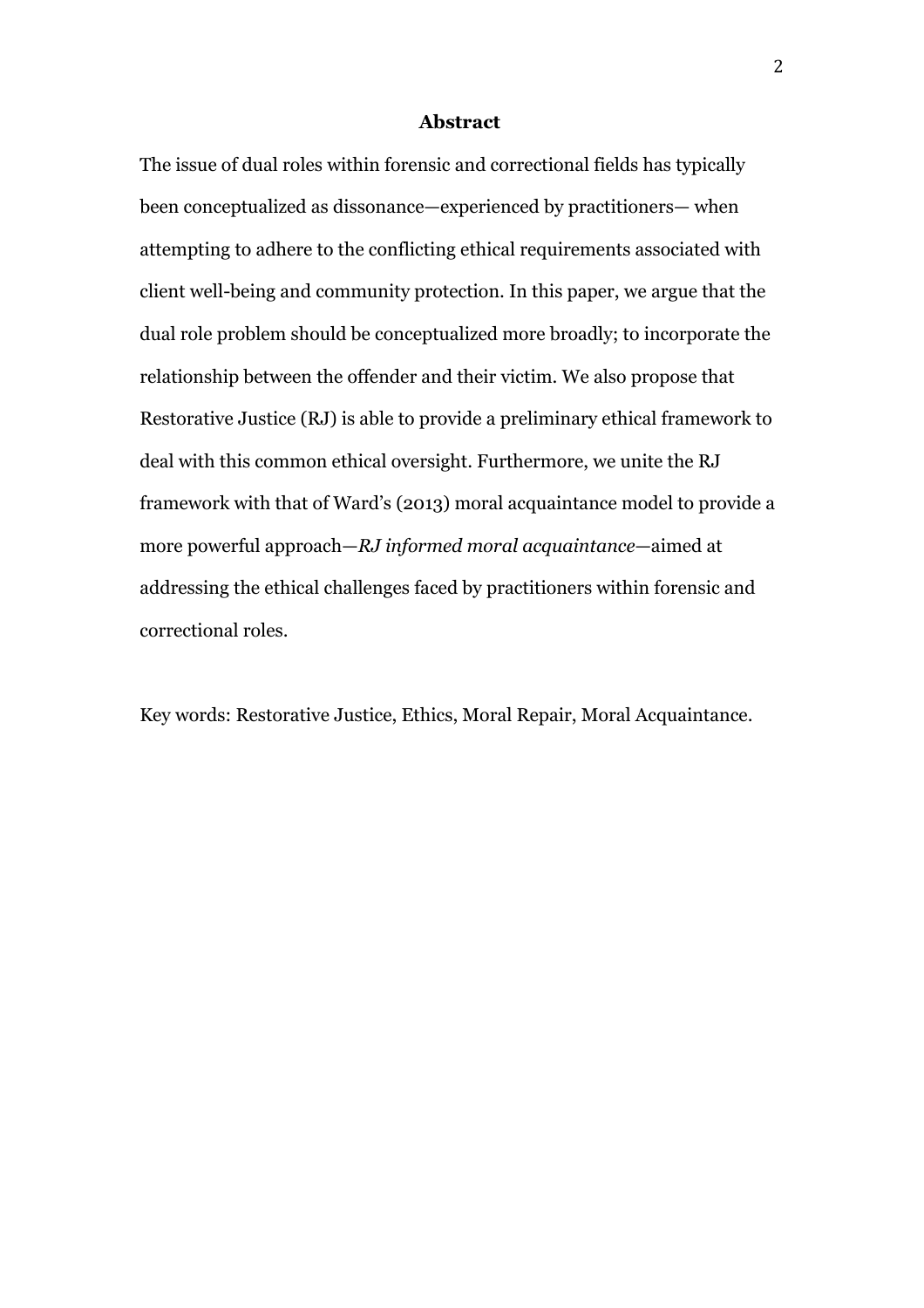## Abstract

The issue of dual roles within forensic and correctional fields has typically been conceptualized as dissonance—experienced by practitioners— when attempting to adhere to the conflicting ethical requirements associated with client well-being and community protection. In this paper, we argue that the dual role problem should be conceptualized more broadly; to incorporate the relationship between the offender and their victim. We also propose that Restorative Justice (RJ) is able to provide a preliminary ethical framework to deal with this common ethical oversight. Furthermore, we unite the RJ framework with that of Ward's (2013) moral acquaintance model to provide a more powerful approach—*RJ informed moral acquaintance*—aimed at addressing the ethical challenges faced by practitioners within forensic and correctional roles.

Key words: Restorative Justice, Ethics, Moral Repair, Moral Acquaintance.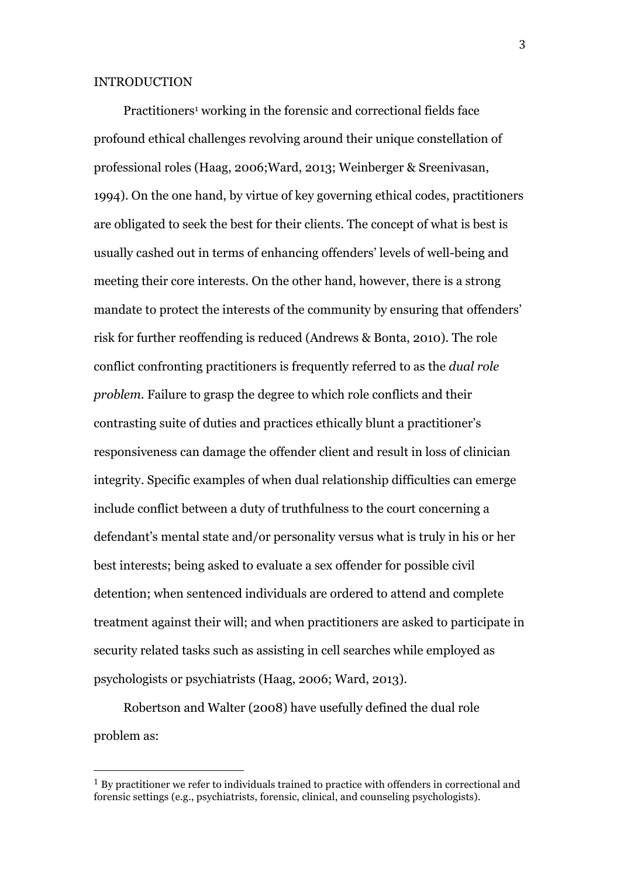INTRODUCTION

Practitioners[1] working in the forensic and correctional fields face profound ethical challenges revolving around their unique constellation of professional roles (Haag, 2006;Ward, 2013; Weinberger & Sreenivasan, 1994). On the one hand, by virtue of key governing ethical codes, practitioners are obligated to seek the best for their clients. The concept of what is best is usually cashed out in terms of enhancing offenders' levels of well-being and meeting their core interests. On the other hand, however, there is a strong mandate to protect the interests of the community by ensuring that offenders' risk for further reoffending is reduced (Andrews & Bonta, 2010). The role conflict confronting practitioners is frequently referred to as the *dual role problem*. Failure to grasp the degree to which role conflicts and their contrasting suite of duties and practices ethically blunt a practitioner's responsiveness can damage the offender client and result in loss of clinician integrity. Specific examples of when dual relationship difficulties can emerge include conflict between a duty of truthfulness to the court concerning a defendant's mental state and/or personality versus what is truly in his or her best interests; being asked to evaluate a sex offender for possible civil detention; when sentenced individuals are ordered to attend and complete treatment against their will; and when practitioners are asked to participate in security related tasks such as assisting in cell searches while employed as psychologists or psychiatrists (Haag, 2006; Ward, 2013).

Robertson and Walter (2008) have usefully defined the dual role problem as:

[1] By practitioner we refer to individuals trained to practice with offenders in correctional and forensic settings (e.g., psychiatrists, forensic, clinical, and counseling psychologists).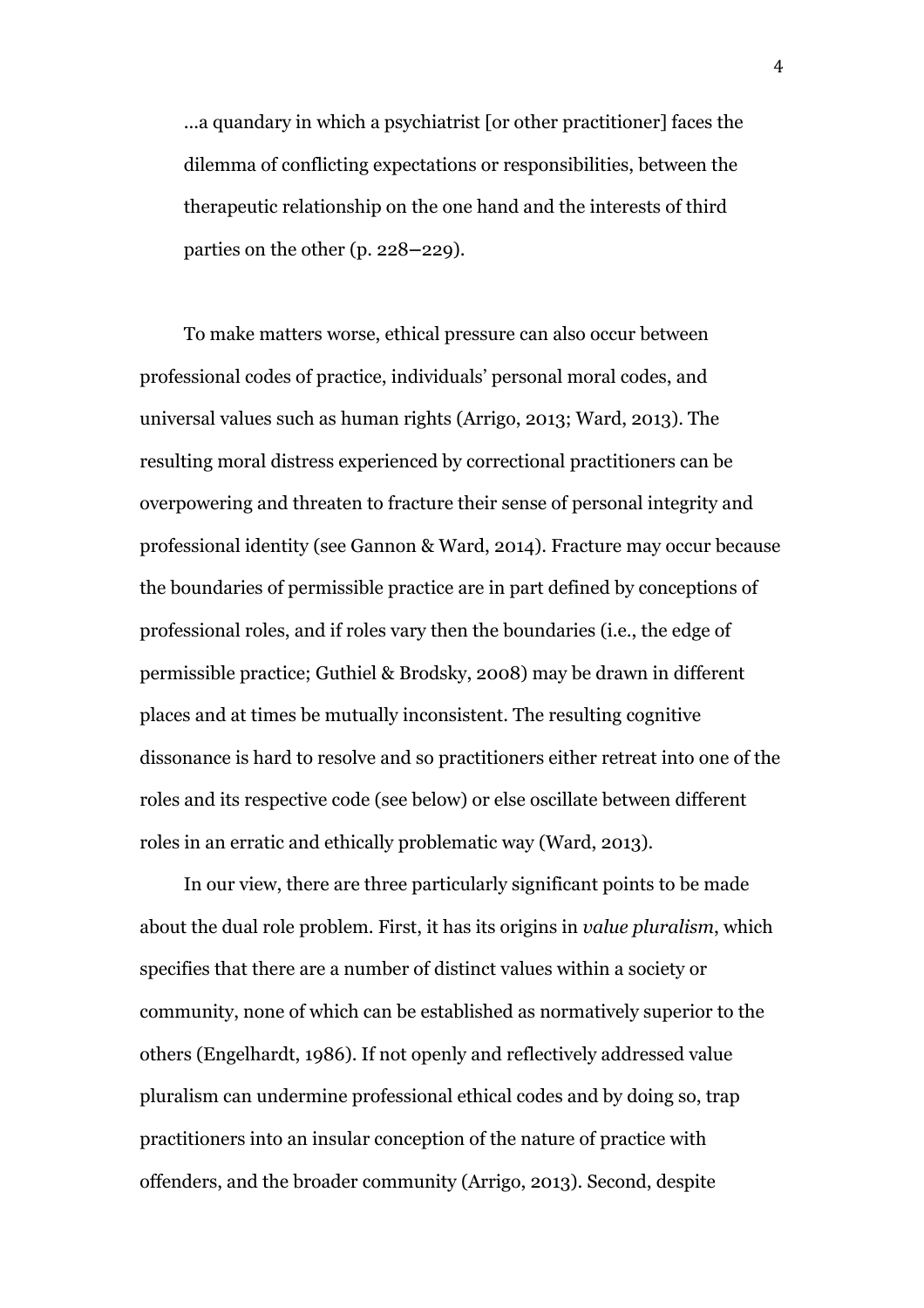> ...a quandary in which a psychiatrist [or other practitioner] faces the dilemma of conflicting expectations or responsibilities, between the therapeutic relationship on the one hand and the interests of third parties on the other (p. 228–229).

To make matters worse, ethical pressure can also occur between professional codes of practice, individuals' personal moral codes, and universal values such as human rights (Arrigo, 2013; Ward, 2013). The resulting moral distress experienced by correctional practitioners can be overpowering and threaten to fracture their sense of personal integrity and professional identity (see Gannon & Ward, 2014). Fracture may occur because the boundaries of permissible practice are in part defined by conceptions of professional roles, and if roles vary then the boundaries (i.e., the edge of permissible practice; Guthiel & Brodsky, 2008) may be drawn in different places and at times be mutually inconsistent. The resulting cognitive dissonance is hard to resolve and so practitioners either retreat into one of the roles and its respective code (see below) or else oscillate between different roles in an erratic and ethically problematic way (Ward, 2013).

In our view, there are three particularly significant points to be made about the dual role problem. First, it has its origins in *value pluralism*, which specifies that there are a number of distinct values within a society or community, none of which can be established as normatively superior to the others (Engelhardt, 1986). If not openly and reflectively addressed value pluralism can undermine professional ethical codes and by doing so, trap practitioners into an insular conception of the nature of practice with offenders, and the broader community (Arrigo, 2013). Second, despite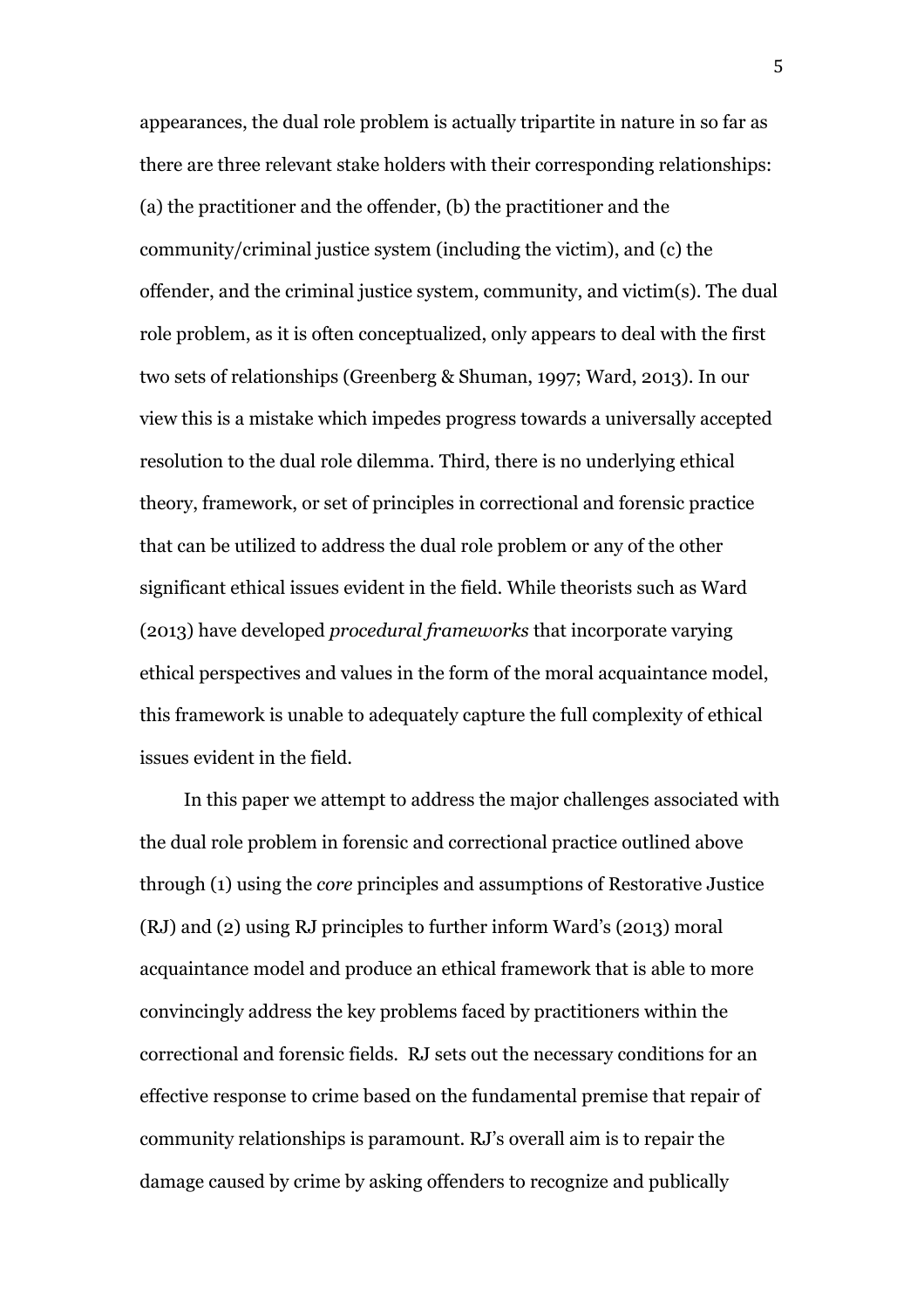appearances, the dual role problem is actually tripartite in nature in so far as there are three relevant stake holders with their corresponding relationships: (a) the practitioner and the offender, (b) the practitioner and the community/criminal justice system (including the victim), and (c) the offender, and the criminal justice system, community, and victim(s). The dual role problem, as it is often conceptualized, only appears to deal with the first two sets of relationships (Greenberg & Shuman, 1997; Ward, 2013). In our view this is a mistake which impedes progress towards a universally accepted resolution to the dual role dilemma. Third, there is no underlying ethical theory, framework, or set of principles in correctional and forensic practice that can be utilized to address the dual role problem or any of the other significant ethical issues evident in the field. While theorists such as Ward (2013) have developed *procedural frameworks* that incorporate varying ethical perspectives and values in the form of the moral acquaintance model, this framework is unable to adequately capture the full complexity of ethical issues evident in the field.

In this paper we attempt to address the major challenges associated with the dual role problem in forensic and correctional practice outlined above through (1) using the *core* principles and assumptions of Restorative Justice (RJ) and (2) using RJ principles to further inform Ward's (2013) moral acquaintance model and produce an ethical framework that is able to more convincingly address the key problems faced by practitioners within the correctional and forensic fields. RJ sets out the necessary conditions for an effective response to crime based on the fundamental premise that repair of community relationships is paramount. RJ's overall aim is to repair the damage caused by crime by asking offenders to recognize and publically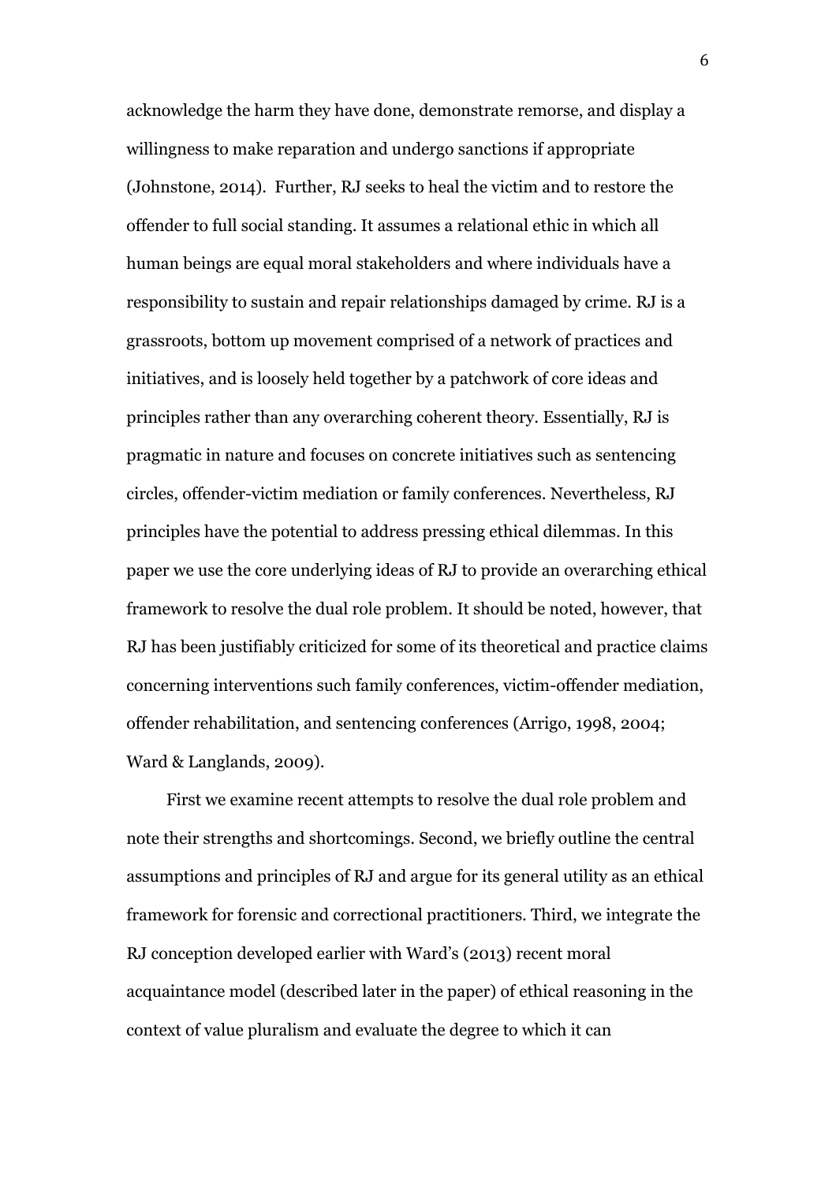acknowledge the harm they have done, demonstrate remorse, and display a willingness to make reparation and undergo sanctions if appropriate (Johnstone, 2014). Further, RJ seeks to heal the victim and to restore the offender to full social standing. It assumes a relational ethic in which all human beings are equal moral stakeholders and where individuals have a responsibility to sustain and repair relationships damaged by crime. RJ is a grassroots, bottom up movement comprised of a network of practices and initiatives, and is loosely held together by a patchwork of core ideas and principles rather than any overarching coherent theory. Essentially, RJ is pragmatic in nature and focuses on concrete initiatives such as sentencing circles, offender-victim mediation or family conferences. Nevertheless, RJ principles have the potential to address pressing ethical dilemmas. In this paper we use the core underlying ideas of RJ to provide an overarching ethical framework to resolve the dual role problem. It should be noted, however, that RJ has been justifiably criticized for some of its theoretical and practice claims concerning interventions such family conferences, victim-offender mediation, offender rehabilitation, and sentencing conferences (Arrigo, 1998, 2004; Ward & Langlands, 2009).

First we examine recent attempts to resolve the dual role problem and note their strengths and shortcomings. Second, we briefly outline the central assumptions and principles of RJ and argue for its general utility as an ethical framework for forensic and correctional practitioners. Third, we integrate the RJ conception developed earlier with Ward's (2013) recent moral acquaintance model (described later in the paper) of ethical reasoning in the context of value pluralism and evaluate the degree to which it can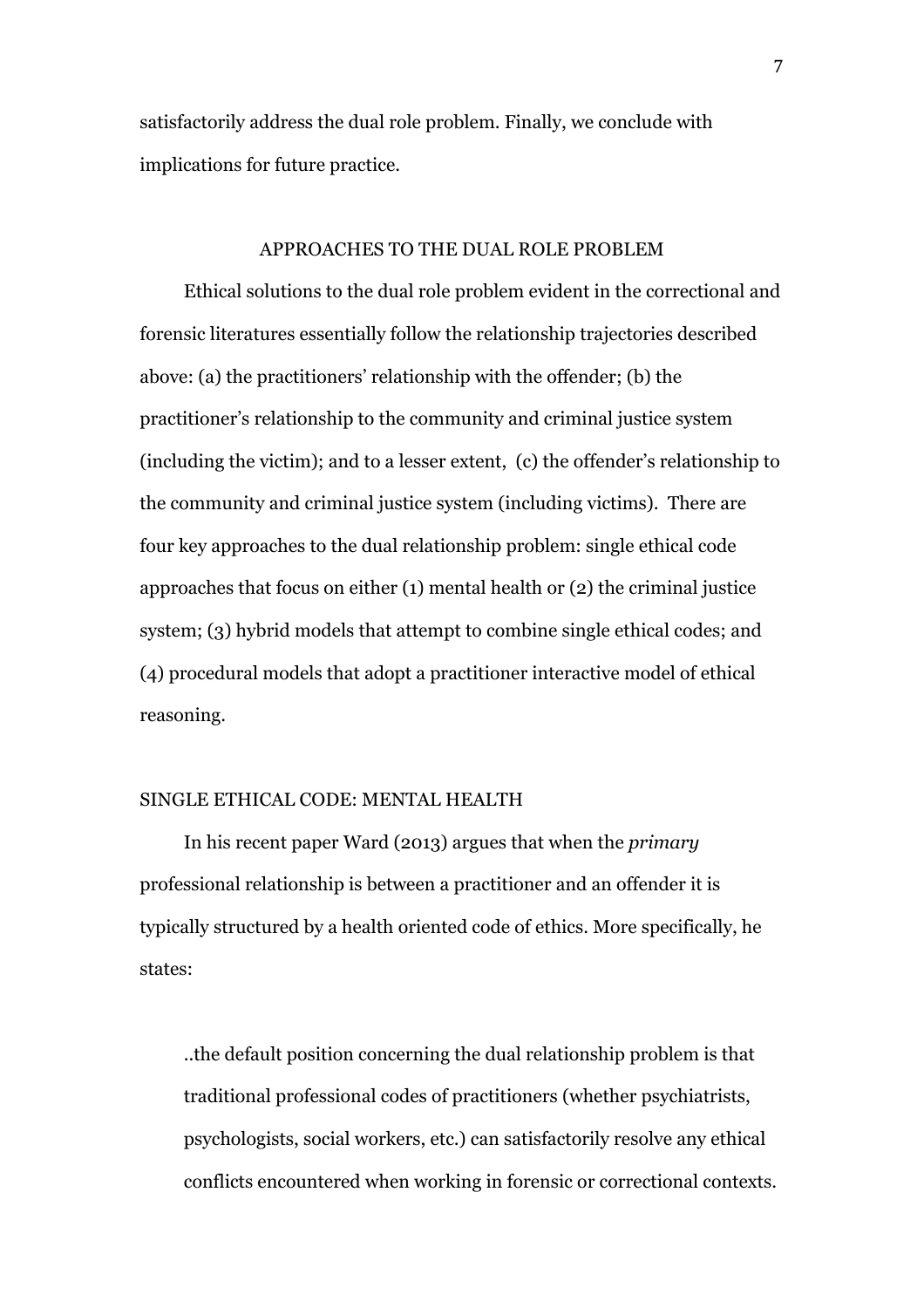satisfactorily address the dual role problem. Finally, we conclude with implications for future practice.

## APPROACHES TO THE DUAL ROLE PROBLEM

Ethical solutions to the dual role problem evident in the correctional and forensic literatures essentially follow the relationship trajectories described above: (a) the practitioners' relationship with the offender; (b) the practitioner's relationship to the community and criminal justice system (including the victim); and to a lesser extent, (c) the offender's relationship to the community and criminal justice system (including victims). There are four key approaches to the dual relationship problem: single ethical code approaches that focus on either (1) mental health or (2) the criminal justice system; (3) hybrid models that attempt to combine single ethical codes; and (4) procedural models that adopt a practitioner interactive model of ethical reasoning.

### SINGLE ETHICAL CODE: MENTAL HEALTH

In his recent paper Ward (2013) argues that when the *primary* professional relationship is between a practitioner and an offender it is typically structured by a health oriented code of ethics. More specifically, he states:

> ..the default position concerning the dual relationship problem is that traditional professional codes of practitioners (whether psychiatrists, psychologists, social workers, etc.) can satisfactorily resolve any ethical conflicts encountered when working in forensic or correctional contexts.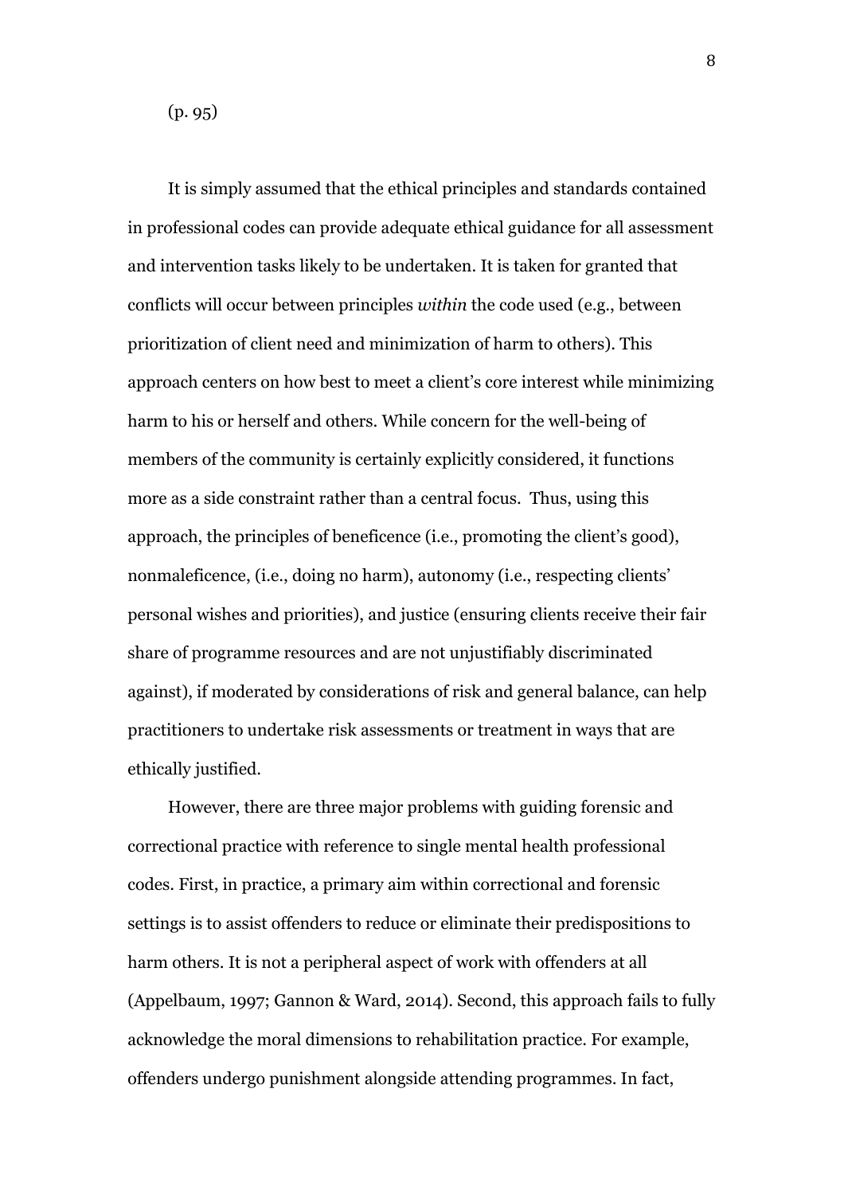(p. 95)

It is simply assumed that the ethical principles and standards contained in professional codes can provide adequate ethical guidance for all assessment and intervention tasks likely to be undertaken. It is taken for granted that conflicts will occur between principles *within* the code used (e.g., between prioritization of client need and minimization of harm to others). This approach centers on how best to meet a client's core interest while minimizing harm to his or herself and others. While concern for the well-being of members of the community is certainly explicitly considered, it functions more as a side constraint rather than a central focus. Thus, using this approach, the principles of beneficence (i.e., promoting the client's good), nonmaleficence, (i.e., doing no harm), autonomy (i.e., respecting clients' personal wishes and priorities), and justice (ensuring clients receive their fair share of programme resources and are not unjustifiably discriminated against), if moderated by considerations of risk and general balance, can help practitioners to undertake risk assessments or treatment in ways that are ethically justified.

However, there are three major problems with guiding forensic and correctional practice with reference to single mental health professional codes. First, in practice, a primary aim within correctional and forensic settings is to assist offenders to reduce or eliminate their predispositions to harm others. It is not a peripheral aspect of work with offenders at all (Appelbaum, 1997; Gannon & Ward, 2014). Second, this approach fails to fully acknowledge the moral dimensions to rehabilitation practice. For example, offenders undergo punishment alongside attending programmes. In fact,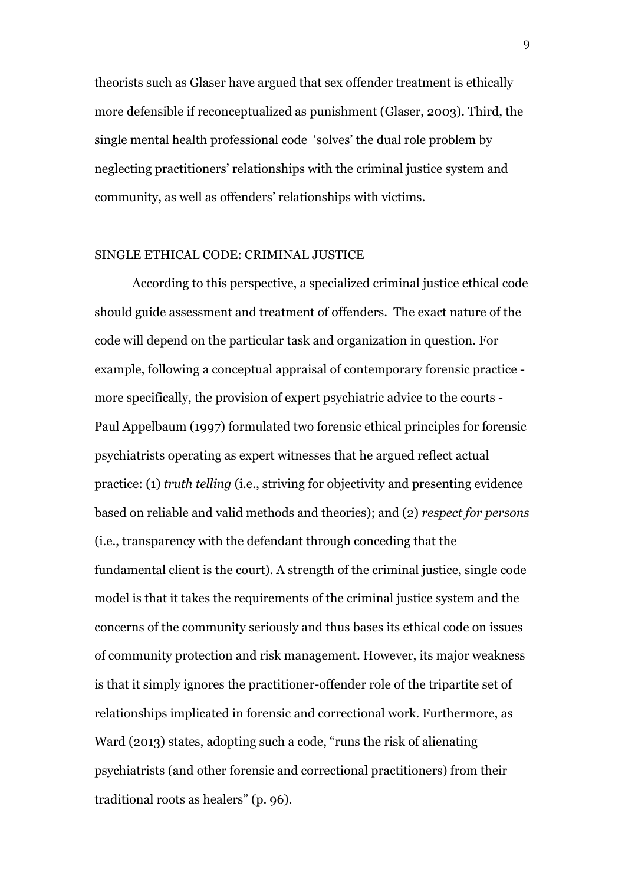theorists such as Glaser have argued that sex offender treatment is ethically more defensible if reconceptualized as punishment (Glaser, 2003). Third, the single mental health professional code 'solves' the dual role problem by neglecting practitioners' relationships with the criminal justice system and community, as well as offenders' relationships with victims.

## SINGLE ETHICAL CODE: CRIMINAL JUSTICE

According to this perspective, a specialized criminal justice ethical code should guide assessment and treatment of offenders. The exact nature of the code will depend on the particular task and organization in question. For example, following a conceptual appraisal of contemporary forensic practice - more specifically, the provision of expert psychiatric advice to the courts - Paul Appelbaum (1997) formulated two forensic ethical principles for forensic psychiatrists operating as expert witnesses that he argued reflect actual practice: (1) *truth telling* (i.e., striving for objectivity and presenting evidence based on reliable and valid methods and theories); and (2) *respect for persons* (i.e., transparency with the defendant through conceding that the fundamental client is the court). A strength of the criminal justice, single code model is that it takes the requirements of the criminal justice system and the concerns of the community seriously and thus bases its ethical code on issues of community protection and risk management. However, its major weakness is that it simply ignores the practitioner-offender role of the tripartite set of relationships implicated in forensic and correctional work. Furthermore, as Ward (2013) states, adopting such a code, "runs the risk of alienating psychiatrists (and other forensic and correctional practitioners) from their traditional roots as healers" (p. 96).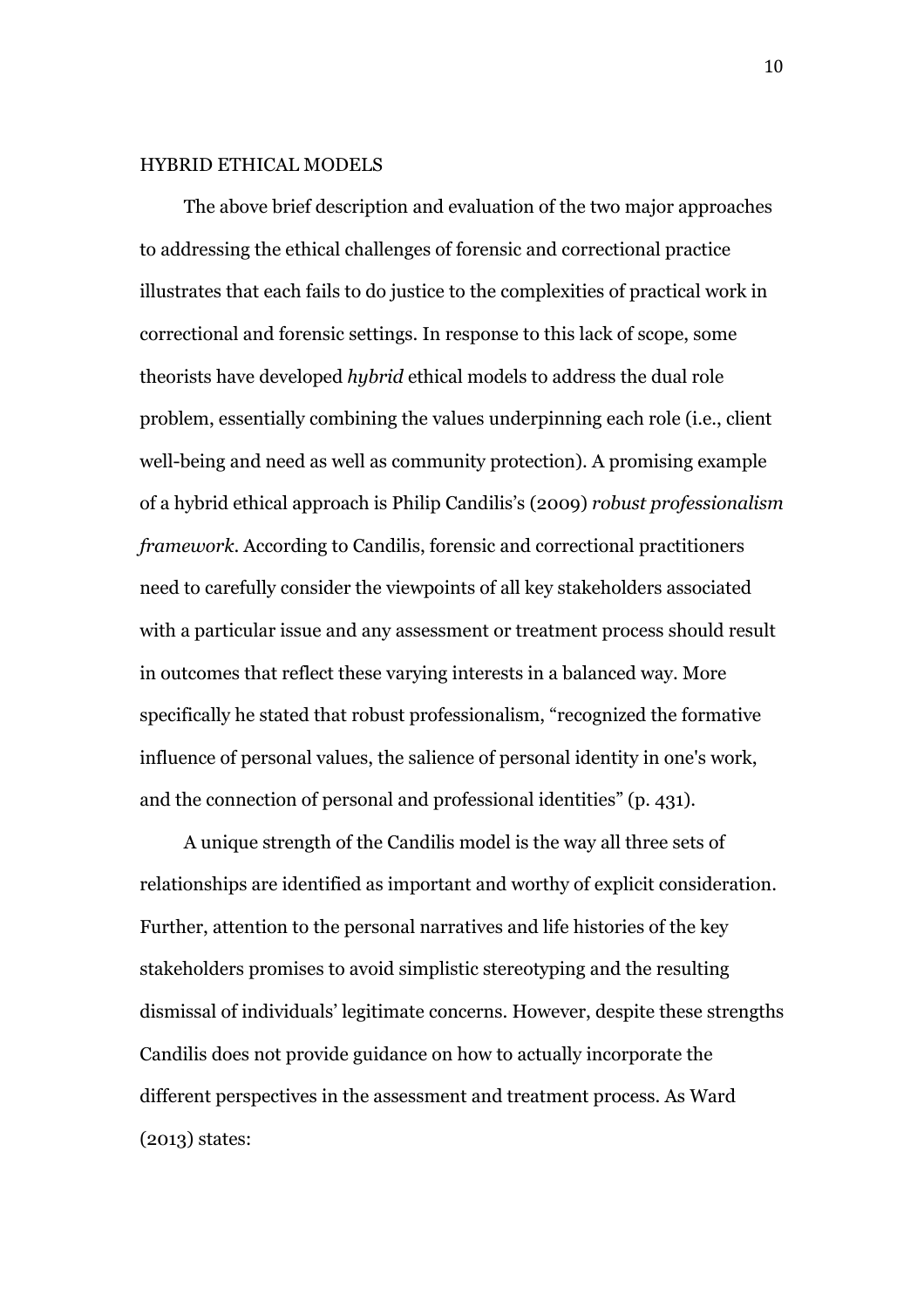## HYBRID ETHICAL MODELS

The above brief description and evaluation of the two major approaches to addressing the ethical challenges of forensic and correctional practice illustrates that each fails to do justice to the complexities of practical work in correctional and forensic settings. In response to this lack of scope, some theorists have developed *hybrid* ethical models to address the dual role problem, essentially combining the values underpinning each role (i.e., client well-being and need as well as community protection). A promising example of a hybrid ethical approach is Philip Candilis's (2009) *robust professionalism framework*. According to Candilis, forensic and correctional practitioners need to carefully consider the viewpoints of all key stakeholders associated with a particular issue and any assessment or treatment process should result in outcomes that reflect these varying interests in a balanced way. More specifically he stated that robust professionalism, "recognized the formative influence of personal values, the salience of personal identity in one's work, and the connection of personal and professional identities" (p. 431).

A unique strength of the Candilis model is the way all three sets of relationships are identified as important and worthy of explicit consideration. Further, attention to the personal narratives and life histories of the key stakeholders promises to avoid simplistic stereotyping and the resulting dismissal of individuals' legitimate concerns. However, despite these strengths Candilis does not provide guidance on how to actually incorporate the different perspectives in the assessment and treatment process. As Ward (2013) states: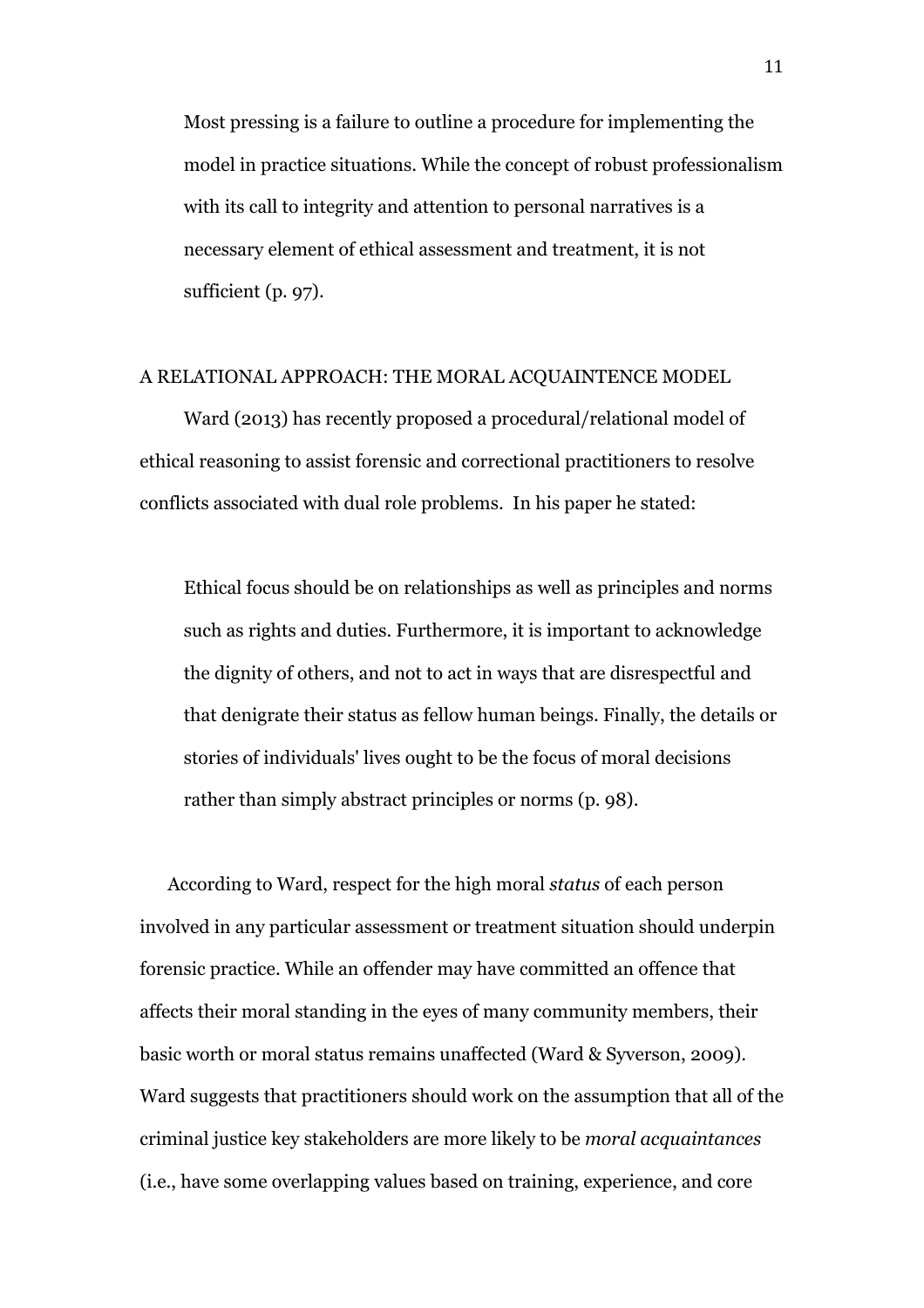> Most pressing is a failure to outline a procedure for implementing the model in practice situations. While the concept of robust professionalism with its call to integrity and attention to personal narratives is a necessary element of ethical assessment and treatment, it is not sufficient (p. 97).

## A RELATIONAL APPROACH: THE MORAL ACQUAINTENCE MODEL

Ward (2013) has recently proposed a procedural/relational model of ethical reasoning to assist forensic and correctional practitioners to resolve conflicts associated with dual role problems. In his paper he stated:

> Ethical focus should be on relationships as well as principles and norms such as rights and duties. Furthermore, it is important to acknowledge the dignity of others, and not to act in ways that are disrespectful and that denigrate their status as fellow human beings. Finally, the details or stories of individuals' lives ought to be the focus of moral decisions rather than simply abstract principles or norms (p. 98).

According to Ward, respect for the high moral *status* of each person involved in any particular assessment or treatment situation should underpin forensic practice. While an offender may have committed an offence that affects their moral standing in the eyes of many community members, their basic worth or moral status remains unaffected (Ward & Syverson, 2009). Ward suggests that practitioners should work on the assumption that all of the criminal justice key stakeholders are more likely to be *moral acquaintances* (i.e., have some overlapping values based on training, experience, and core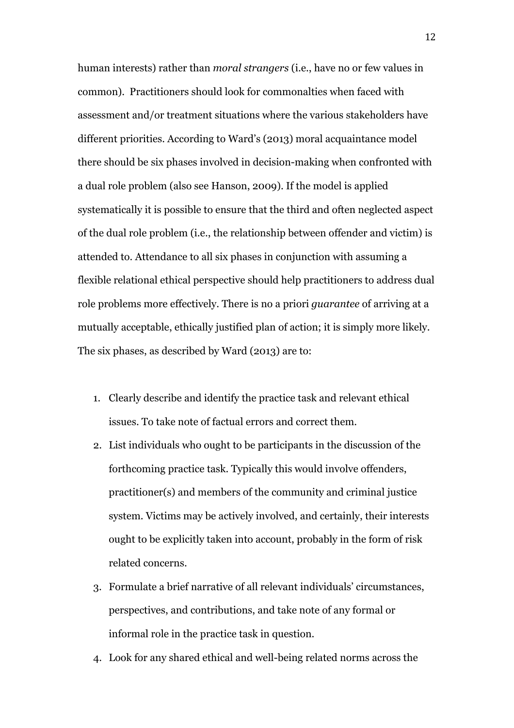human interests) rather than *moral strangers* (i.e., have no or few values in common). Practitioners should look for commonalties when faced with assessment and/or treatment situations where the various stakeholders have different priorities. According to Ward's (2013) moral acquaintance model there should be six phases involved in decision-making when confronted with a dual role problem (also see Hanson, 2009). If the model is applied systematically it is possible to ensure that the third and often neglected aspect of the dual role problem (i.e., the relationship between offender and victim) is attended to. Attendance to all six phases in conjunction with assuming a flexible relational ethical perspective should help practitioners to address dual role problems more effectively. There is no a priori *guarantee* of arriving at a mutually acceptable, ethically justified plan of action; it is simply more likely. The six phases, as described by Ward (2013) are to:

1. Clearly describe and identify the practice task and relevant ethical issues. To take note of factual errors and correct them.
2. List individuals who ought to be participants in the discussion of the forthcoming practice task. Typically this would involve offenders, practitioner(s) and members of the community and criminal justice system. Victims may be actively involved, and certainly, their interests ought to be explicitly taken into account, probably in the form of risk related concerns.
3. Formulate a brief narrative of all relevant individuals' circumstances, perspectives, and contributions, and take note of any formal or informal role in the practice task in question.
4. Look for any shared ethical and well-being related norms across the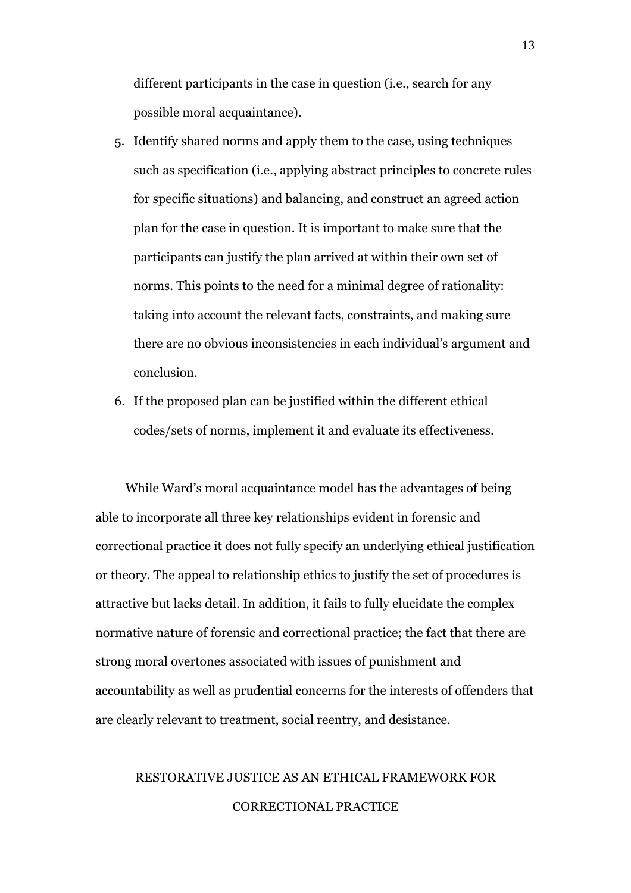different participants in the case in question (i.e., search for any possible moral acquaintance).

5. Identify shared norms and apply them to the case, using techniques such as specification (i.e., applying abstract principles to concrete rules for specific situations) and balancing, and construct an agreed action plan for the case in question. It is important to make sure that the participants can justify the plan arrived at within their own set of norms. This points to the need for a minimal degree of rationality: taking into account the relevant facts, constraints, and making sure there are no obvious inconsistencies in each individual's argument and conclusion.
6. If the proposed plan can be justified within the different ethical codes/sets of norms, implement it and evaluate its effectiveness.

While Ward's moral acquaintance model has the advantages of being able to incorporate all three key relationships evident in forensic and correctional practice it does not fully specify an underlying ethical justification or theory. The appeal to relationship ethics to justify the set of procedures is attractive but lacks detail. In addition, it fails to fully elucidate the complex normative nature of forensic and correctional practice; the fact that there are strong moral overtones associated with issues of punishment and accountability as well as prudential concerns for the interests of offenders that are clearly relevant to treatment, social reentry, and desistance.

## RESTORATIVE JUSTICE AS AN ETHICAL FRAMEWORK FOR CORRECTIONAL PRACTICE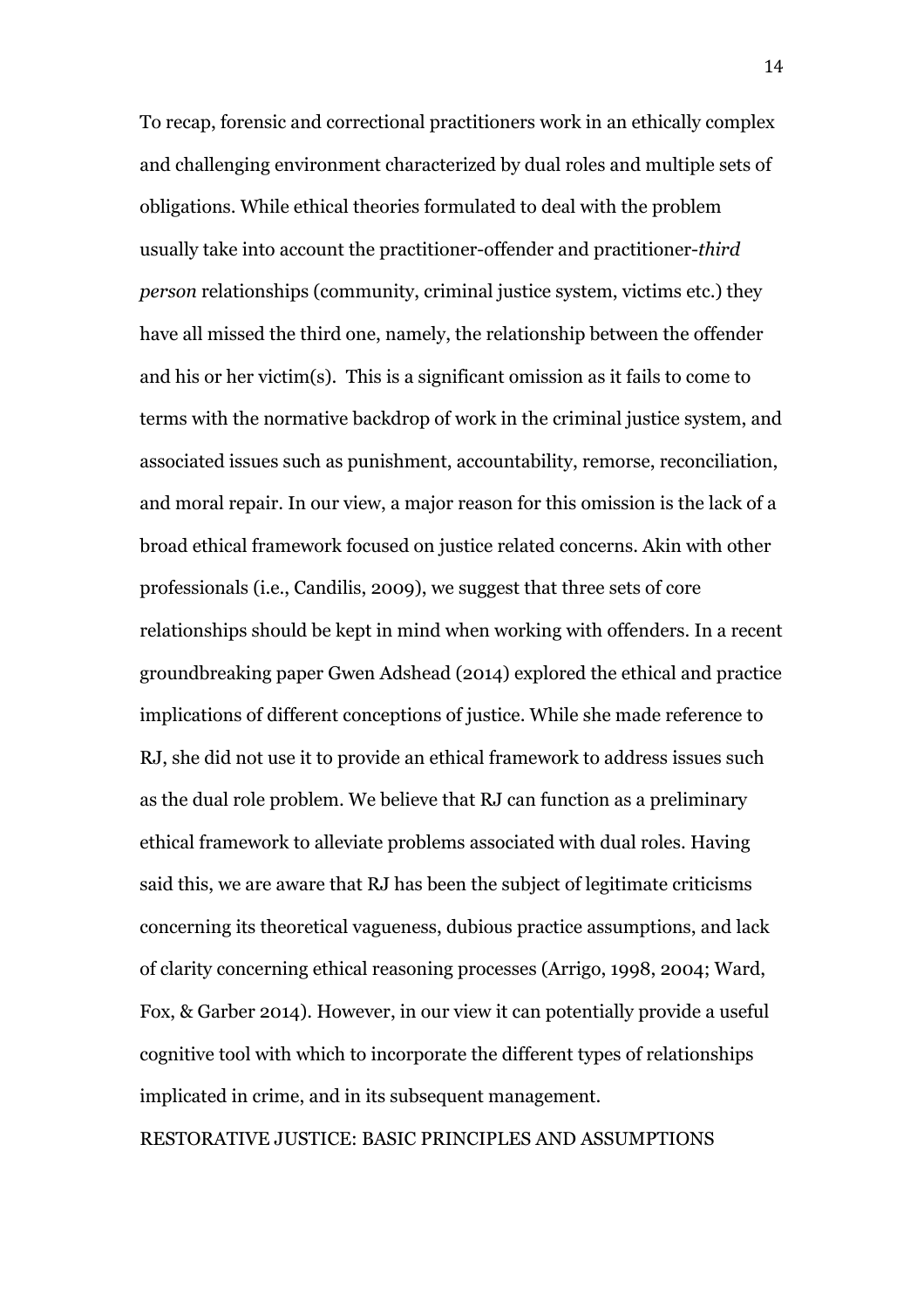To recap, forensic and correctional practitioners work in an ethically complex and challenging environment characterized by dual roles and multiple sets of obligations. While ethical theories formulated to deal with the problem usually take into account the practitioner-offender and practitioner-*third person* relationships (community, criminal justice system, victims etc.) they have all missed the third one, namely, the relationship between the offender and his or her victim(s). This is a significant omission as it fails to come to terms with the normative backdrop of work in the criminal justice system, and associated issues such as punishment, accountability, remorse, reconciliation, and moral repair. In our view, a major reason for this omission is the lack of a broad ethical framework focused on justice related concerns. Akin with other professionals (i.e., Candilis, 2009), we suggest that three sets of core relationships should be kept in mind when working with offenders. In a recent groundbreaking paper Gwen Adshead (2014) explored the ethical and practice implications of different conceptions of justice. While she made reference to RJ, she did not use it to provide an ethical framework to address issues such as the dual role problem. We believe that RJ can function as a preliminary ethical framework to alleviate problems associated with dual roles. Having said this, we are aware that RJ has been the subject of legitimate criticisms concerning its theoretical vagueness, dubious practice assumptions, and lack of clarity concerning ethical reasoning processes (Arrigo, 1998, 2004; Ward, Fox, & Garber 2014). However, in our view it can potentially provide a useful cognitive tool with which to incorporate the different types of relationships implicated in crime, and in its subsequent management.

## RESTORATIVE JUSTICE: BASIC PRINCIPLES AND ASSUMPTIONS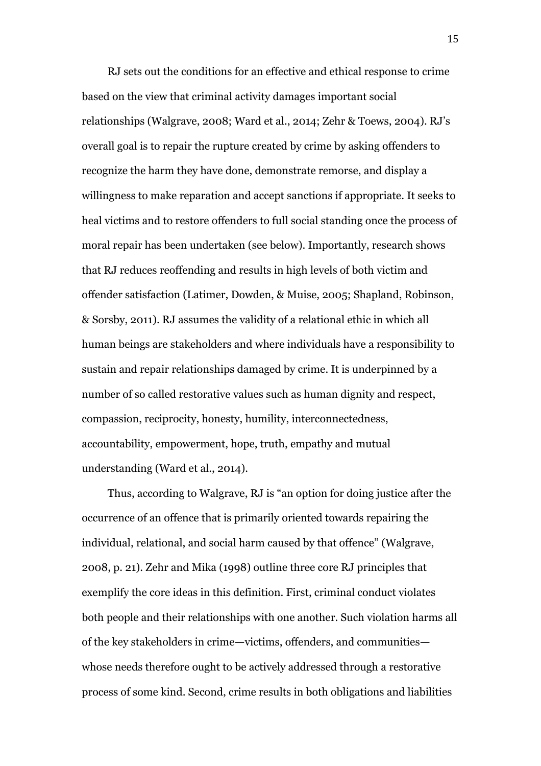RJ sets out the conditions for an effective and ethical response to crime based on the view that criminal activity damages important social relationships (Walgrave, 2008; Ward et al., 2014; Zehr & Toews, 2004). RJ's overall goal is to repair the rupture created by crime by asking offenders to recognize the harm they have done, demonstrate remorse, and display a willingness to make reparation and accept sanctions if appropriate. It seeks to heal victims and to restore offenders to full social standing once the process of moral repair has been undertaken (see below). Importantly, research shows that RJ reduces reoffending and results in high levels of both victim and offender satisfaction (Latimer, Dowden, & Muise, 2005; Shapland, Robinson, & Sorsby, 2011). RJ assumes the validity of a relational ethic in which all human beings are stakeholders and where individuals have a responsibility to sustain and repair relationships damaged by crime. It is underpinned by a number of so called restorative values such as human dignity and respect, compassion, reciprocity, honesty, humility, interconnectedness, accountability, empowerment, hope, truth, empathy and mutual understanding (Ward et al., 2014).

Thus, according to Walgrave, RJ is "an option for doing justice after the occurrence of an offence that is primarily oriented towards repairing the individual, relational, and social harm caused by that offence" (Walgrave, 2008, p. 21). Zehr and Mika (1998) outline three core RJ principles that exemplify the core ideas in this definition. First, criminal conduct violates both people and their relationships with one another. Such violation harms all of the key stakeholders in crime—victims, offenders, and communities—whose needs therefore ought to be actively addressed through a restorative process of some kind. Second, crime results in both obligations and liabilities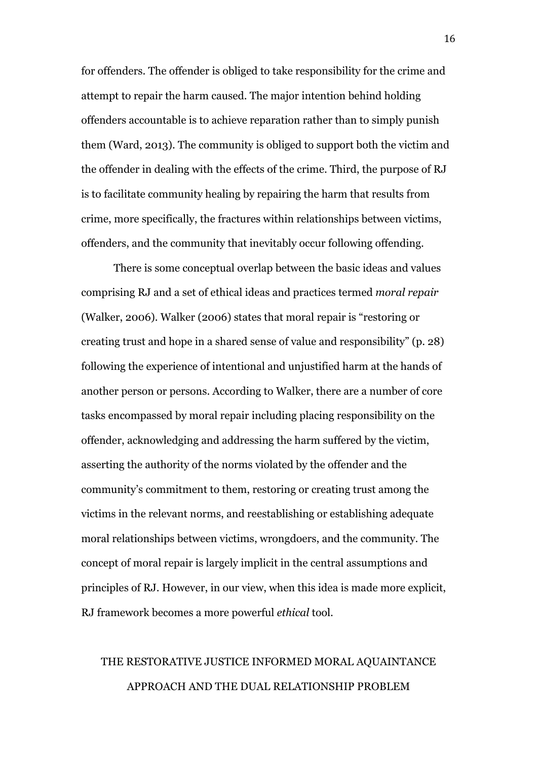for offenders. The offender is obliged to take responsibility for the crime and attempt to repair the harm caused. The major intention behind holding offenders accountable is to achieve reparation rather than to simply punish them (Ward, 2013). The community is obliged to support both the victim and the offender in dealing with the effects of the crime. Third, the purpose of RJ is to facilitate community healing by repairing the harm that results from crime, more specifically, the fractures within relationships between victims, offenders, and the community that inevitably occur following offending.

There is some conceptual overlap between the basic ideas and values comprising RJ and a set of ethical ideas and practices termed *moral repair* (Walker, 2006). Walker (2006) states that moral repair is "restoring or creating trust and hope in a shared sense of value and responsibility" (p. 28) following the experience of intentional and unjustified harm at the hands of another person or persons. According to Walker, there are a number of core tasks encompassed by moral repair including placing responsibility on the offender, acknowledging and addressing the harm suffered by the victim, asserting the authority of the norms violated by the offender and the community's commitment to them, restoring or creating trust among the victims in the relevant norms, and reestablishing or establishing adequate moral relationships between victims, wrongdoers, and the community. The concept of moral repair is largely implicit in the central assumptions and principles of RJ. However, in our view, when this idea is made more explicit, RJ framework becomes a more powerful *ethical* tool.

## THE RESTORATIVE JUSTICE INFORMED MORAL AQUAINTANCE APPROACH AND THE DUAL RELATIONSHIP PROBLEM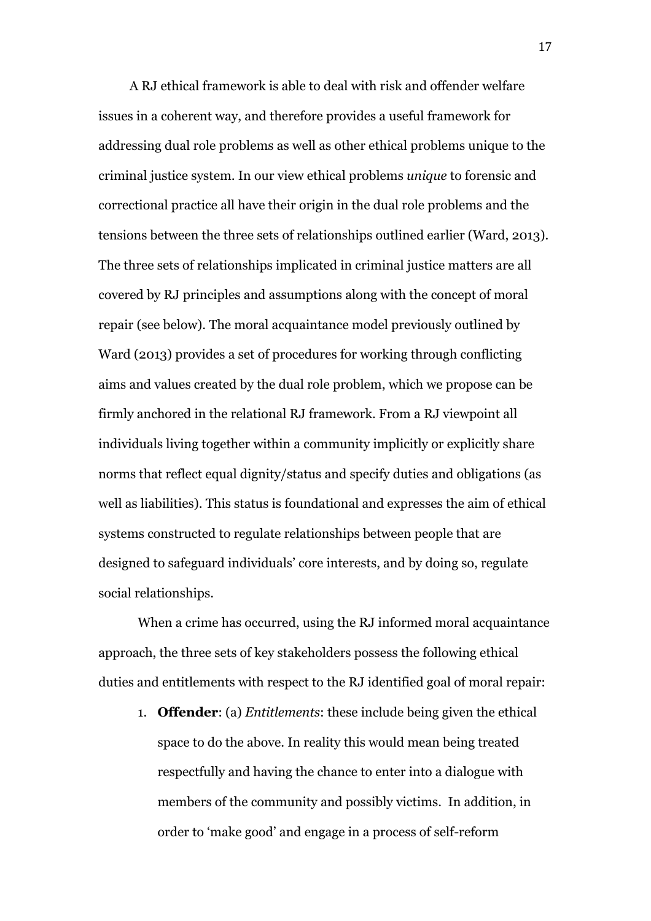A RJ ethical framework is able to deal with risk and offender welfare issues in a coherent way, and therefore provides a useful framework for addressing dual role problems as well as other ethical problems unique to the criminal justice system. In our view ethical problems *unique* to forensic and correctional practice all have their origin in the dual role problems and the tensions between the three sets of relationships outlined earlier (Ward, 2013). The three sets of relationships implicated in criminal justice matters are all covered by RJ principles and assumptions along with the concept of moral repair (see below). The moral acquaintance model previously outlined by Ward (2013) provides a set of procedures for working through conflicting aims and values created by the dual role problem, which we propose can be firmly anchored in the relational RJ framework. From a RJ viewpoint all individuals living together within a community implicitly or explicitly share norms that reflect equal dignity/status and specify duties and obligations (as well as liabilities). This status is foundational and expresses the aim of ethical systems constructed to regulate relationships between people that are designed to safeguard individuals' core interests, and by doing so, regulate social relationships.

When a crime has occurred, using the RJ informed moral acquaintance approach, the three sets of key stakeholders possess the following ethical duties and entitlements with respect to the RJ identified goal of moral repair:

1. **Offender**: (a) *Entitlements*: these include being given the ethical space to do the above. In reality this would mean being treated respectfully and having the chance to enter into a dialogue with members of the community and possibly victims. In addition, in order to 'make good' and engage in a process of self-reform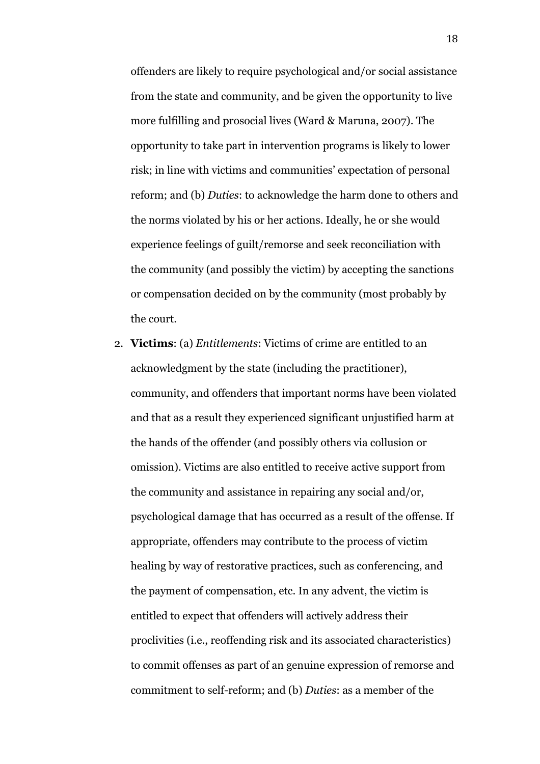offenders are likely to require psychological and/or social assistance from the state and community, and be given the opportunity to live more fulfilling and prosocial lives (Ward & Maruna, 2007). The opportunity to take part in intervention programs is likely to lower risk; in line with victims and communities' expectation of personal reform; and (b) *Duties*: to acknowledge the harm done to others and the norms violated by his or her actions. Ideally, he or she would experience feelings of guilt/remorse and seek reconciliation with the community (and possibly the victim) by accepting the sanctions or compensation decided on by the community (most probably by the court.

2. **Victims**: (a) *Entitlements*: Victims of crime are entitled to an acknowledgment by the state (including the practitioner), community, and offenders that important norms have been violated and that as a result they experienced significant unjustified harm at the hands of the offender (and possibly others via collusion or omission). Victims are also entitled to receive active support from the community and assistance in repairing any social and/or, psychological damage that has occurred as a result of the offense. If appropriate, offenders may contribute to the process of victim healing by way of restorative practices, such as conferencing, and the payment of compensation, etc. In any advent, the victim is entitled to expect that offenders will actively address their proclivities (i.e., reoffending risk and its associated characteristics) to commit offenses as part of an genuine expression of remorse and commitment to self-reform; and (b) *Duties*: as a member of the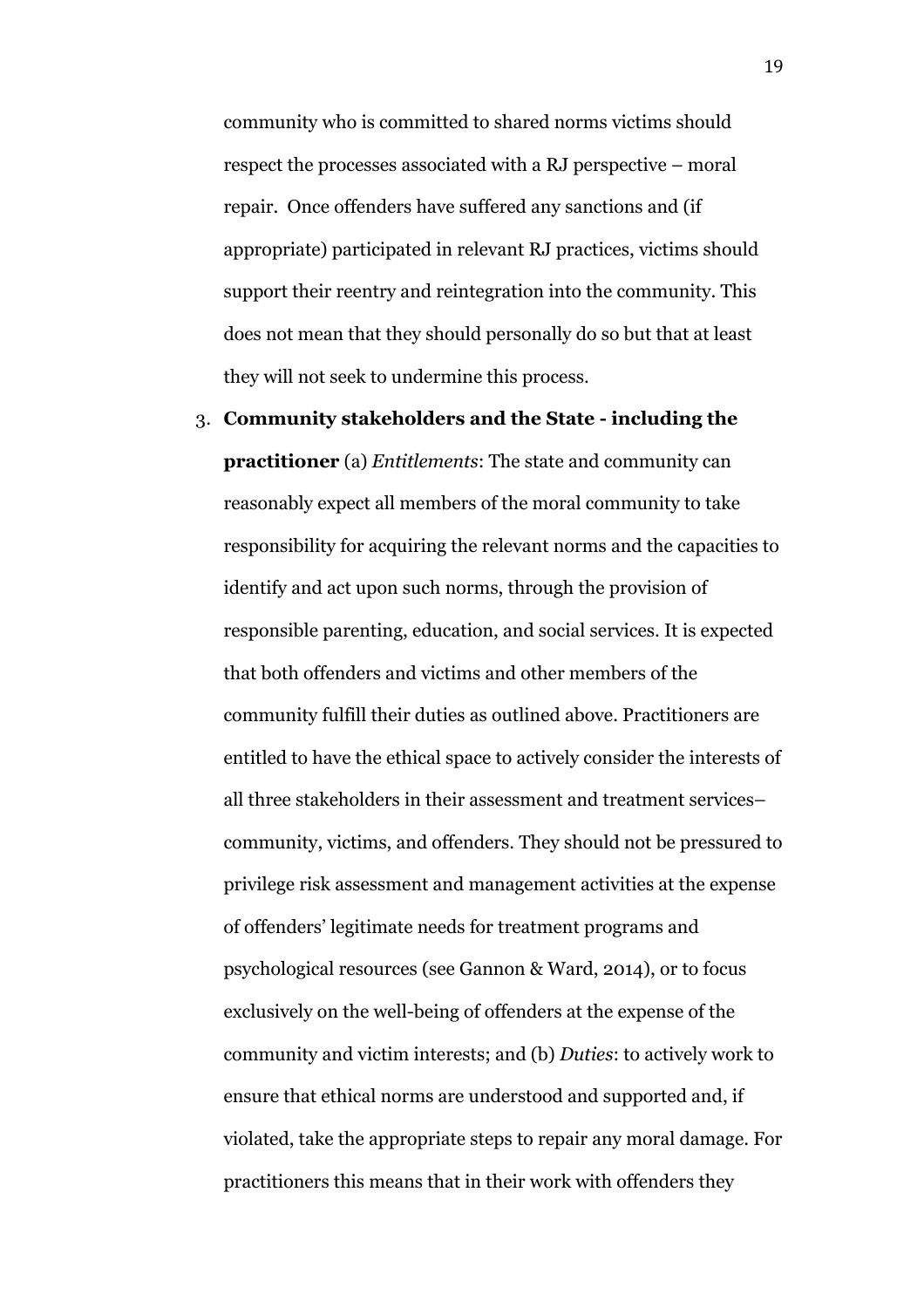community who is committed to shared norms victims should respect the processes associated with a RJ perspective – moral repair. Once offenders have suffered any sanctions and (if appropriate) participated in relevant RJ practices, victims should support their reentry and reintegration into the community. This does not mean that they should personally do so but that at least they will not seek to undermine this process.

3. **Community stakeholders and the State - including the practitioner** (a) *Entitlements*: The state and community can reasonably expect all members of the moral community to take responsibility for acquiring the relevant norms and the capacities to identify and act upon such norms, through the provision of responsible parenting, education, and social services. It is expected that both offenders and victims and other members of the community fulfill their duties as outlined above. Practitioners are entitled to have the ethical space to actively consider the interests of all three stakeholders in their assessment and treatment services– community, victims, and offenders. They should not be pressured to privilege risk assessment and management activities at the expense of offenders' legitimate needs for treatment programs and psychological resources (see Gannon & Ward, 2014), or to focus exclusively on the well-being of offenders at the expense of the community and victim interests; and (b) *Duties*: to actively work to ensure that ethical norms are understood and supported and, if violated, take the appropriate steps to repair any moral damage. For practitioners this means that in their work with offenders they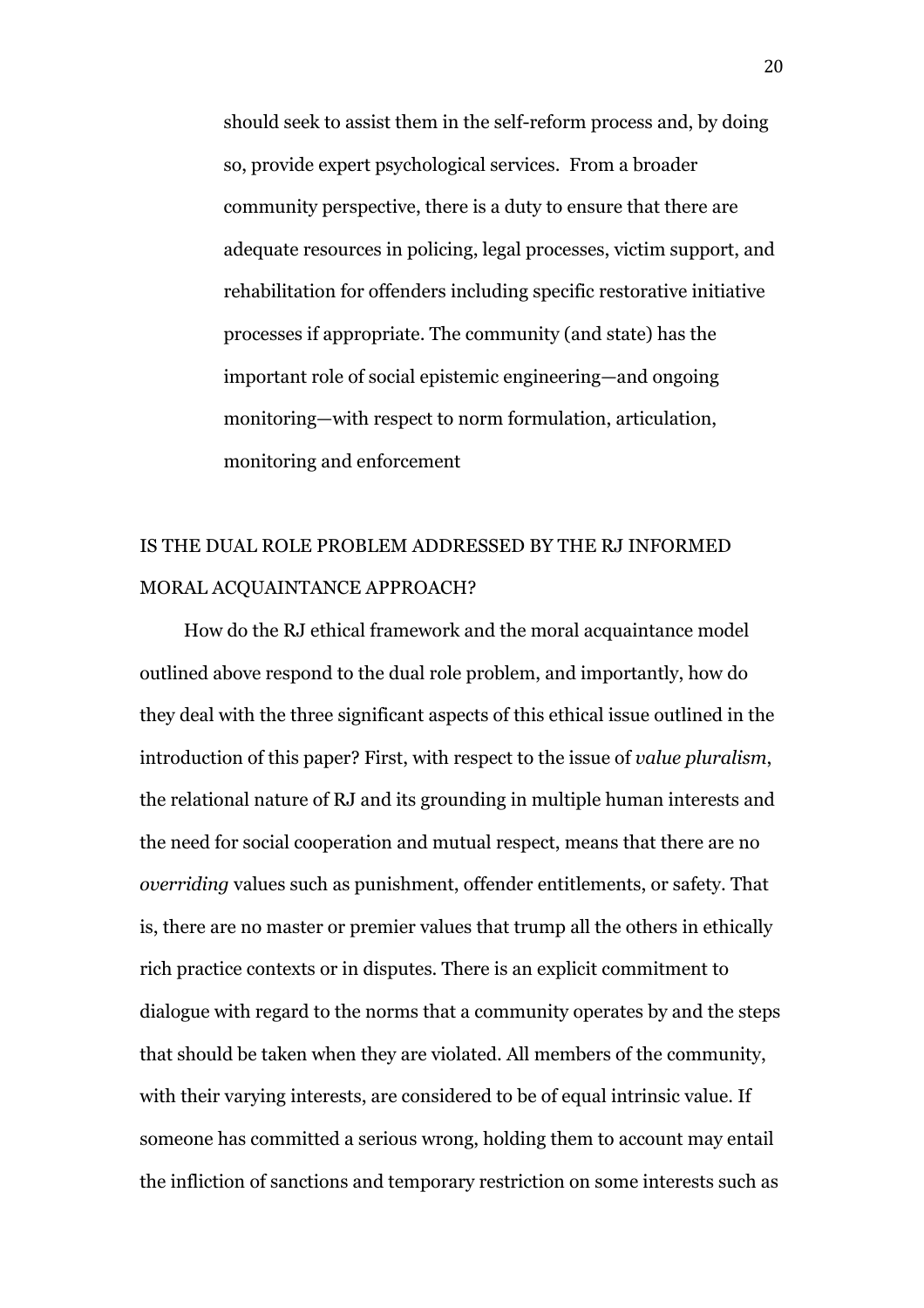should seek to assist them in the self-reform process and, by doing so, provide expert psychological services. From a broader community perspective, there is a duty to ensure that there are adequate resources in policing, legal processes, victim support, and rehabilitation for offenders including specific restorative initiative processes if appropriate. The community (and state) has the important role of social epistemic engineering—and ongoing monitoring—with respect to norm formulation, articulation, monitoring and enforcement

## IS THE DUAL ROLE PROBLEM ADDRESSED BY THE RJ INFORMED MORAL ACQUAINTANCE APPROACH?

How do the RJ ethical framework and the moral acquaintance model outlined above respond to the dual role problem, and importantly, how do they deal with the three significant aspects of this ethical issue outlined in the introduction of this paper? First, with respect to the issue of *value pluralism*, the relational nature of RJ and its grounding in multiple human interests and the need for social cooperation and mutual respect, means that there are no *overriding* values such as punishment, offender entitlements, or safety. That is, there are no master or premier values that trump all the others in ethically rich practice contexts or in disputes. There is an explicit commitment to dialogue with regard to the norms that a community operates by and the steps that should be taken when they are violated. All members of the community, with their varying interests, are considered to be of equal intrinsic value. If someone has committed a serious wrong, holding them to account may entail the infliction of sanctions and temporary restriction on some interests such as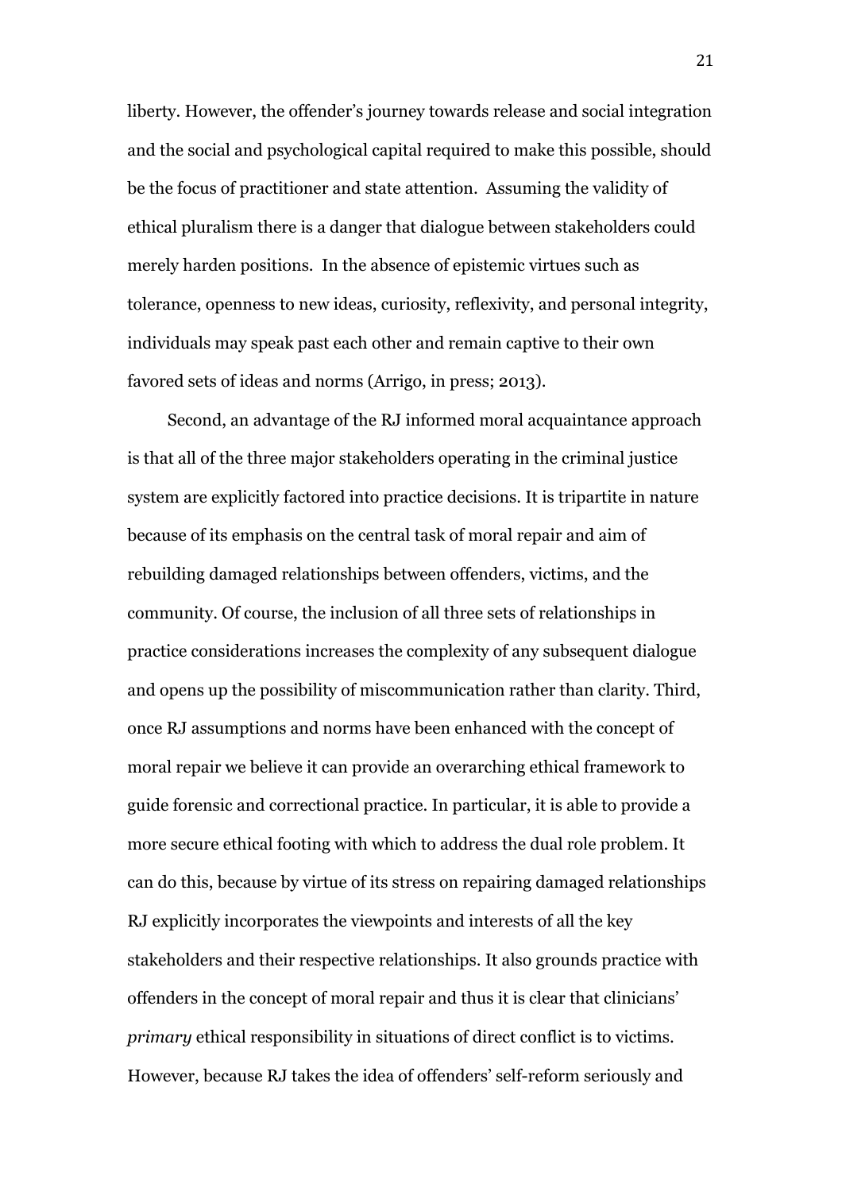liberty. However, the offender's journey towards release and social integration and the social and psychological capital required to make this possible, should be the focus of practitioner and state attention. Assuming the validity of ethical pluralism there is a danger that dialogue between stakeholders could merely harden positions. In the absence of epistemic virtues such as tolerance, openness to new ideas, curiosity, reflexivity, and personal integrity, individuals may speak past each other and remain captive to their own favored sets of ideas and norms (Arrigo, in press; 2013).

Second, an advantage of the RJ informed moral acquaintance approach is that all of the three major stakeholders operating in the criminal justice system are explicitly factored into practice decisions. It is tripartite in nature because of its emphasis on the central task of moral repair and aim of rebuilding damaged relationships between offenders, victims, and the community. Of course, the inclusion of all three sets of relationships in practice considerations increases the complexity of any subsequent dialogue and opens up the possibility of miscommunication rather than clarity. Third, once RJ assumptions and norms have been enhanced with the concept of moral repair we believe it can provide an overarching ethical framework to guide forensic and correctional practice. In particular, it is able to provide a more secure ethical footing with which to address the dual role problem. It can do this, because by virtue of its stress on repairing damaged relationships RJ explicitly incorporates the viewpoints and interests of all the key stakeholders and their respective relationships. It also grounds practice with offenders in the concept of moral repair and thus it is clear that clinicians' *primary* ethical responsibility in situations of direct conflict is to victims. However, because RJ takes the idea of offenders' self-reform seriously and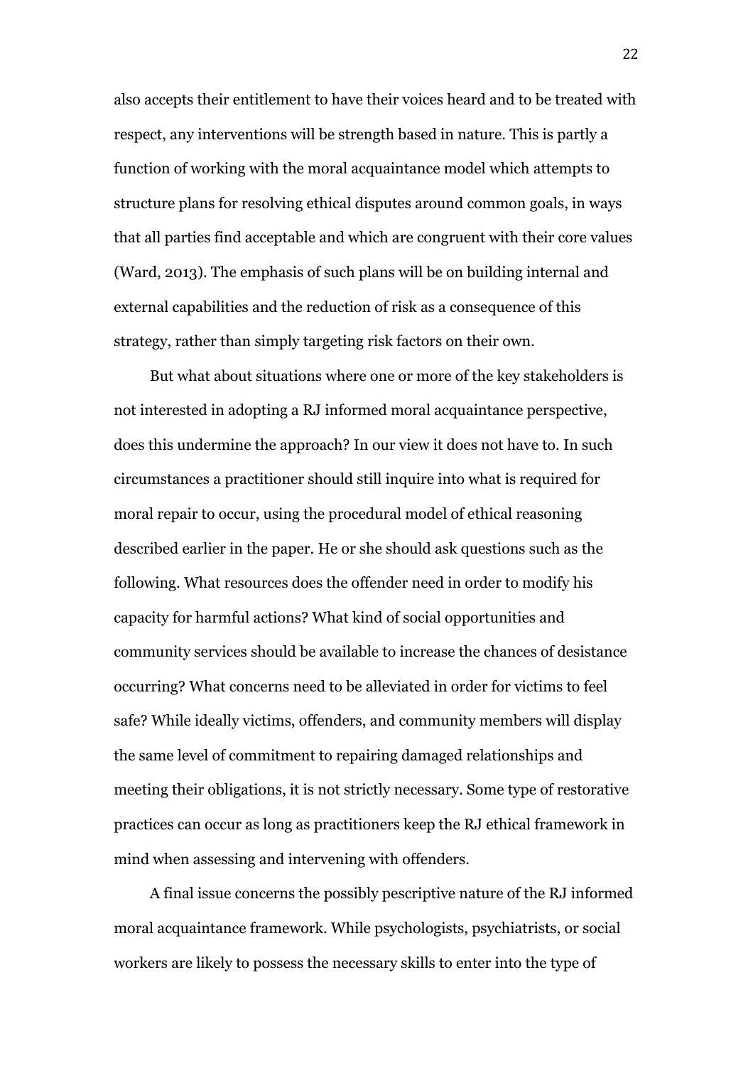also accepts their entitlement to have their voices heard and to be treated with respect, any interventions will be strength based in nature. This is partly a function of working with the moral acquaintance model which attempts to structure plans for resolving ethical disputes around common goals, in ways that all parties find acceptable and which are congruent with their core values (Ward, 2013). The emphasis of such plans will be on building internal and external capabilities and the reduction of risk as a consequence of this strategy, rather than simply targeting risk factors on their own.

But what about situations where one or more of the key stakeholders is not interested in adopting a RJ informed moral acquaintance perspective, does this undermine the approach? In our view it does not have to. In such circumstances a practitioner should still inquire into what is required for moral repair to occur, using the procedural model of ethical reasoning described earlier in the paper. He or she should ask questions such as the following. What resources does the offender need in order to modify his capacity for harmful actions? What kind of social opportunities and community services should be available to increase the chances of desistance occurring? What concerns need to be alleviated in order for victims to feel safe? While ideally victims, offenders, and community members will display the same level of commitment to repairing damaged relationships and meeting their obligations, it is not strictly necessary. Some type of restorative practices can occur as long as practitioners keep the RJ ethical framework in mind when assessing and intervening with offenders.

A final issue concerns the possibly pescriptive nature of the RJ informed moral acquaintance framework. While psychologists, psychiatrists, or social workers are likely to possess the necessary skills to enter into the type of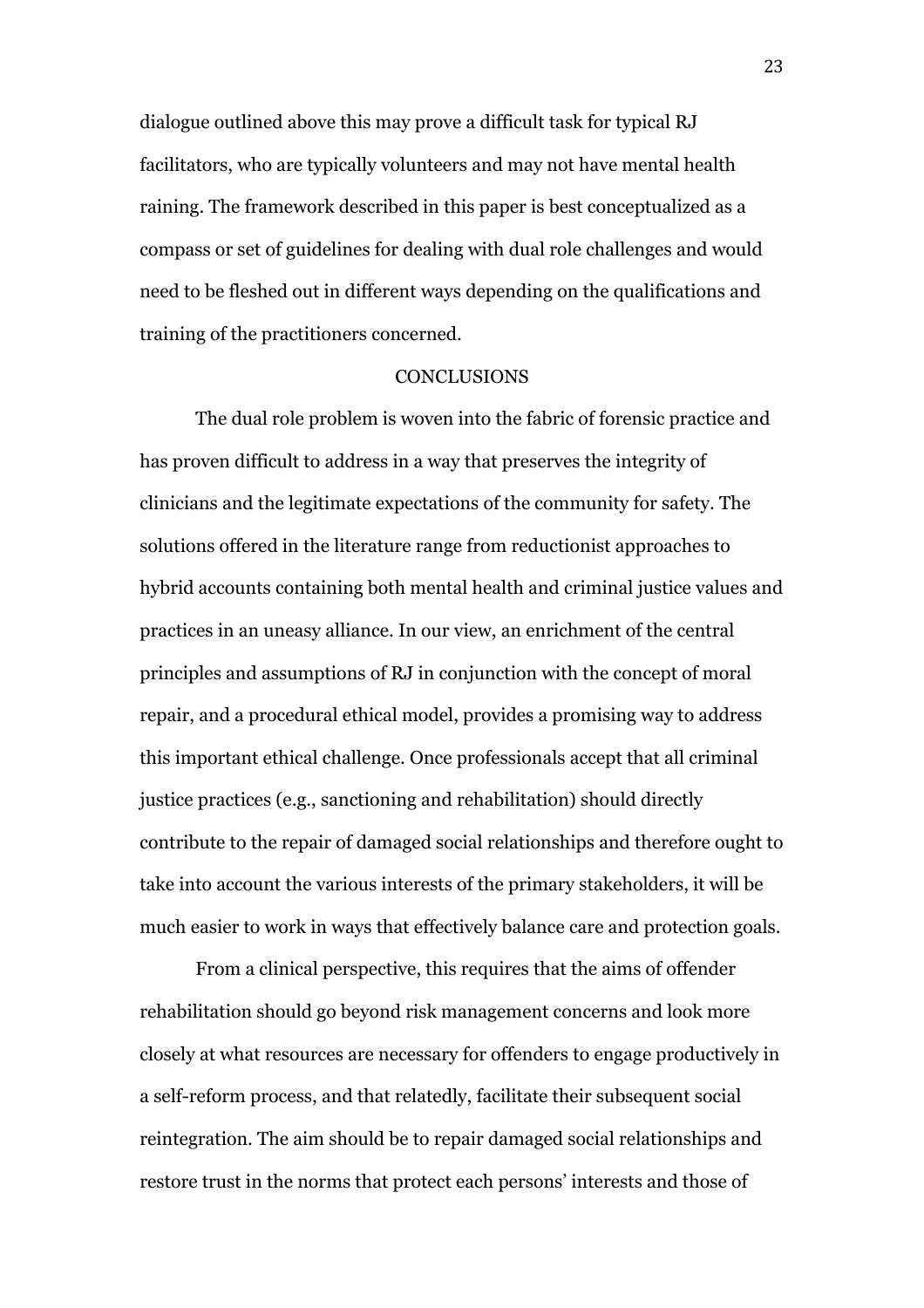dialogue outlined above this may prove a difficult task for typical RJ facilitators, who are typically volunteers and may not have mental health raining. The framework described in this paper is best conceptualized as a compass or set of guidelines for dealing with dual role challenges and would need to be fleshed out in different ways depending on the qualifications and training of the practitioners concerned.

## CONCLUSIONS

The dual role problem is woven into the fabric of forensic practice and has proven difficult to address in a way that preserves the integrity of clinicians and the legitimate expectations of the community for safety. The solutions offered in the literature range from reductionist approaches to hybrid accounts containing both mental health and criminal justice values and practices in an uneasy alliance. In our view, an enrichment of the central principles and assumptions of RJ in conjunction with the concept of moral repair, and a procedural ethical model, provides a promising way to address this important ethical challenge. Once professionals accept that all criminal justice practices (e.g., sanctioning and rehabilitation) should directly contribute to the repair of damaged social relationships and therefore ought to take into account the various interests of the primary stakeholders, it will be much easier to work in ways that effectively balance care and protection goals.

From a clinical perspective, this requires that the aims of offender rehabilitation should go beyond risk management concerns and look more closely at what resources are necessary for offenders to engage productively in a self-reform process, and that relatedly, facilitate their subsequent social reintegration. The aim should be to repair damaged social relationships and restore trust in the norms that protect each persons' interests and those of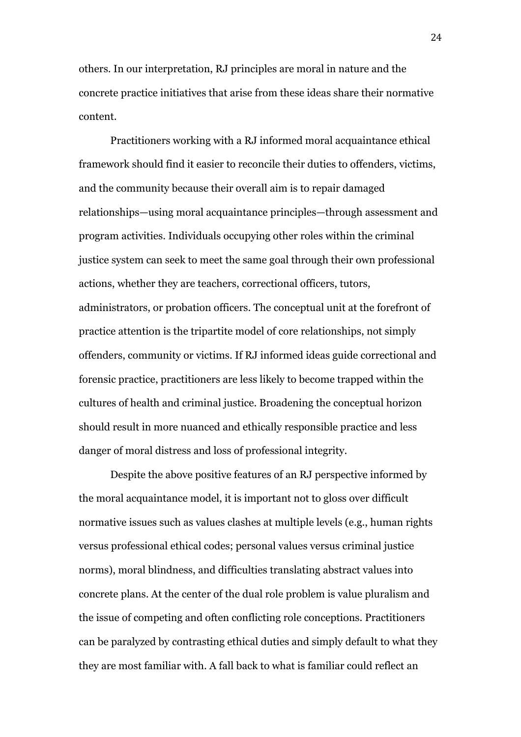others. In our interpretation, RJ principles are moral in nature and the concrete practice initiatives that arise from these ideas share their normative content.

Practitioners working with a RJ informed moral acquaintance ethical framework should find it easier to reconcile their duties to offenders, victims, and the community because their overall aim is to repair damaged relationships—using moral acquaintance principles—through assessment and program activities. Individuals occupying other roles within the criminal justice system can seek to meet the same goal through their own professional actions, whether they are teachers, correctional officers, tutors, administrators, or probation officers. The conceptual unit at the forefront of practice attention is the tripartite model of core relationships, not simply offenders, community or victims. If RJ informed ideas guide correctional and forensic practice, practitioners are less likely to become trapped within the cultures of health and criminal justice. Broadening the conceptual horizon should result in more nuanced and ethically responsible practice and less danger of moral distress and loss of professional integrity.

Despite the above positive features of an RJ perspective informed by the moral acquaintance model, it is important not to gloss over difficult normative issues such as values clashes at multiple levels (e.g., human rights versus professional ethical codes; personal values versus criminal justice norms), moral blindness, and difficulties translating abstract values into concrete plans. At the center of the dual role problem is value pluralism and the issue of competing and often conflicting role conceptions. Practitioners can be paralyzed by contrasting ethical duties and simply default to what they they are most familiar with. A fall back to what is familiar could reflect an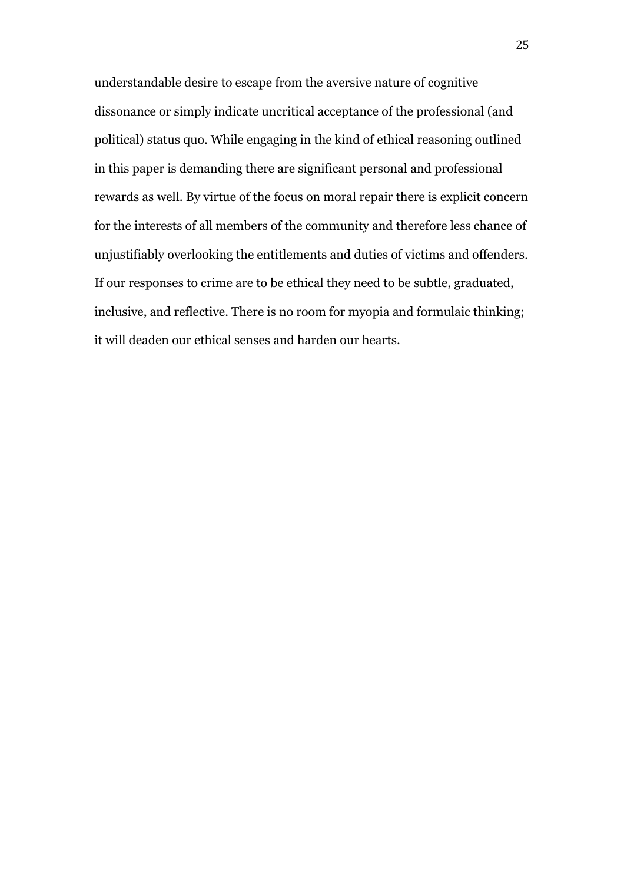understandable desire to escape from the aversive nature of cognitive dissonance or simply indicate uncritical acceptance of the professional (and political) status quo. While engaging in the kind of ethical reasoning outlined in this paper is demanding there are significant personal and professional rewards as well. By virtue of the focus on moral repair there is explicit concern for the interests of all members of the community and therefore less chance of unjustifiably overlooking the entitlements and duties of victims and offenders. If our responses to crime are to be ethical they need to be subtle, graduated, inclusive, and reflective. There is no room for myopia and formulaic thinking; it will deaden our ethical senses and harden our hearts.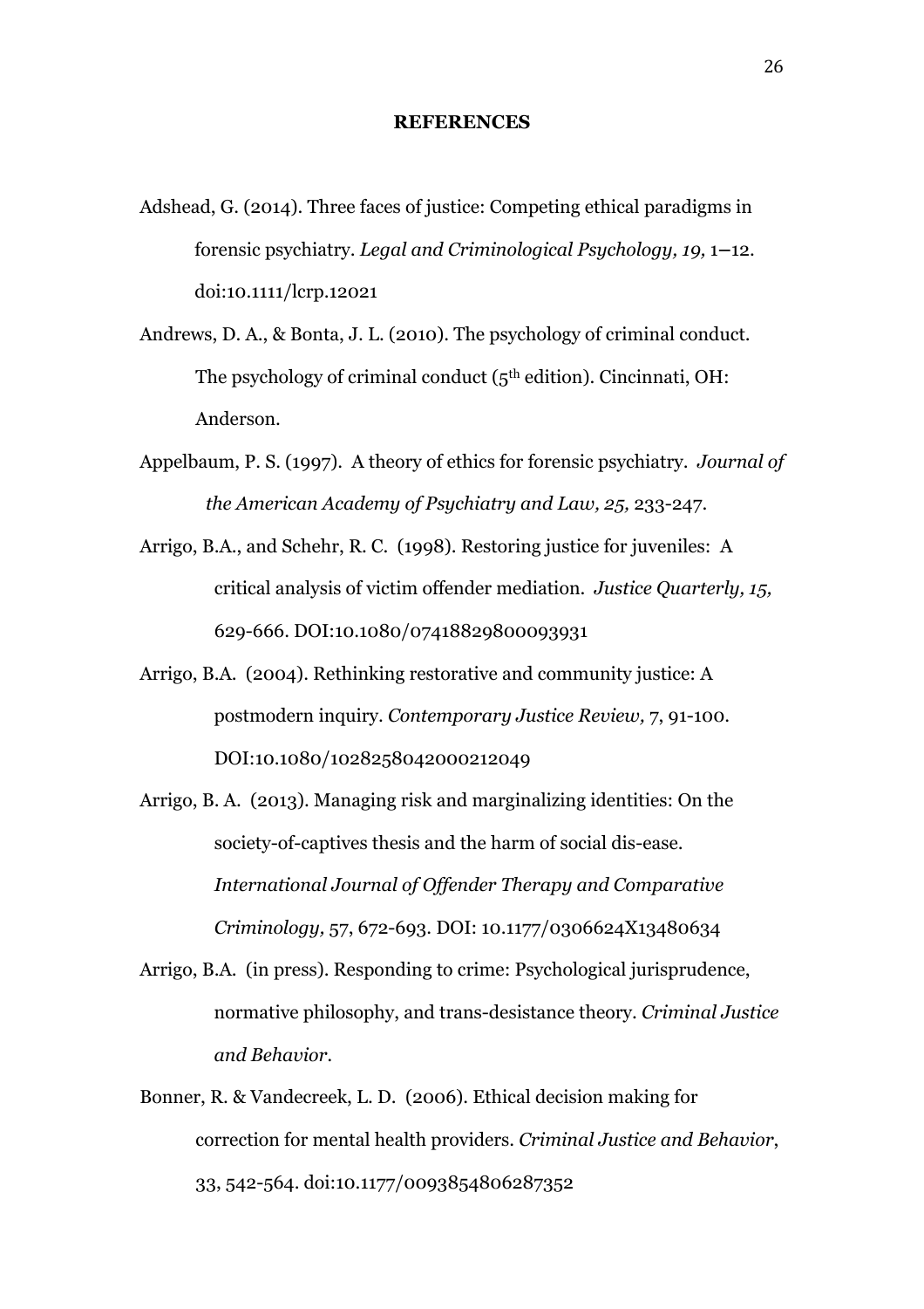**REFERENCES**

Adshead, G. (2014). Three faces of justice: Competing ethical paradigms in forensic psychiatry. *Legal and Criminological Psychology, 19,* 1–12. doi:10.1111/lcrp.12021

Andrews, D. A., & Bonta, J. L. (2010). The psychology of criminal conduct. The psychology of criminal conduct (5th edition). Cincinnati, OH: Anderson.

Appelbaum, P. S. (1997). A theory of ethics for forensic psychiatry. *Journal of the American Academy of Psychiatry and Law, 25,* 233-247.

Arrigo, B.A., and Schehr, R. C. (1998). Restoring justice for juveniles: A critical analysis of victim offender mediation. *Justice Quarterly, 15,* 629-666. DOI:10.1080/07418829800093931

Arrigo, B.A. (2004). Rethinking restorative and community justice: A postmodern inquiry. *Contemporary Justice Review,* 7, 91-100. DOI:10.1080/1028258042000212049

Arrigo, B. A. (2013). Managing risk and marginalizing identities: On the society-of-captives thesis and the harm of social dis-ease. *International Journal of Offender Therapy and Comparative Criminology,* 57, 672-693. DOI: 10.1177/0306624X13480634

Arrigo, B.A. (in press). Responding to crime: Psychological jurisprudence, normative philosophy, and trans-desistance theory. *Criminal Justice and Behavior*.

Bonner, R. & Vandecreek, L. D. (2006). Ethical decision making for correction for mental health providers. *Criminal Justice and Behavior*, 33, 542-564. doi:10.1177/0093854806287352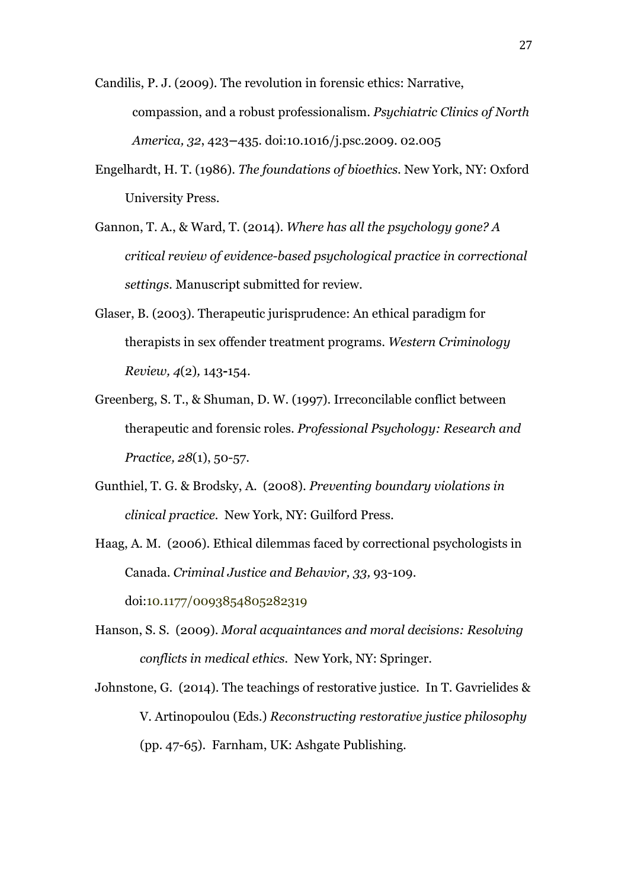Candilis, P. J. (2009). The revolution in forensic ethics: Narrative, compassion, and a robust professionalism. *Psychiatric Clinics of North America, 32*, 423–435. doi:10.1016/j.psc.2009. 02.005

Engelhardt, H. T. (1986). *The foundations of bioethics*. New York, NY: Oxford University Press.

Gannon, T. A., & Ward, T. (2014). *Where has all the psychology gone? A critical review of evidence-based psychological practice in correctional settings*. Manuscript submitted for review.

Glaser, B. (2003). Therapeutic jurisprudence: An ethical paradigm for therapists in sex offender treatment programs. *Western Criminology Review, 4*(2), 143-154.

Greenberg, S. T., & Shuman, D. W. (1997). Irreconcilable conflict between therapeutic and forensic roles. *Professional Psychology: Research and Practice, 28*(1), 50-57.

Gunthiel, T. G. & Brodsky, A. (2008). *Preventing boundary violations in clinical practice*. New York, NY: Guilford Press.

Haag, A. M. (2006). Ethical dilemmas faced by correctional psychologists in Canada. *Criminal Justice and Behavior, 33,* 93-109. doi:10.1177/0093854805282319

Hanson, S. S. (2009). *Moral acquaintances and moral decisions: Resolving conflicts in medical ethics*. New York, NY: Springer.

Johnstone, G. (2014). The teachings of restorative justice. In T. Gavrielides & V. Artinopoulou (Eds.) *Reconstructing restorative justice philosophy* (pp. 47-65). Farnham, UK: Ashgate Publishing.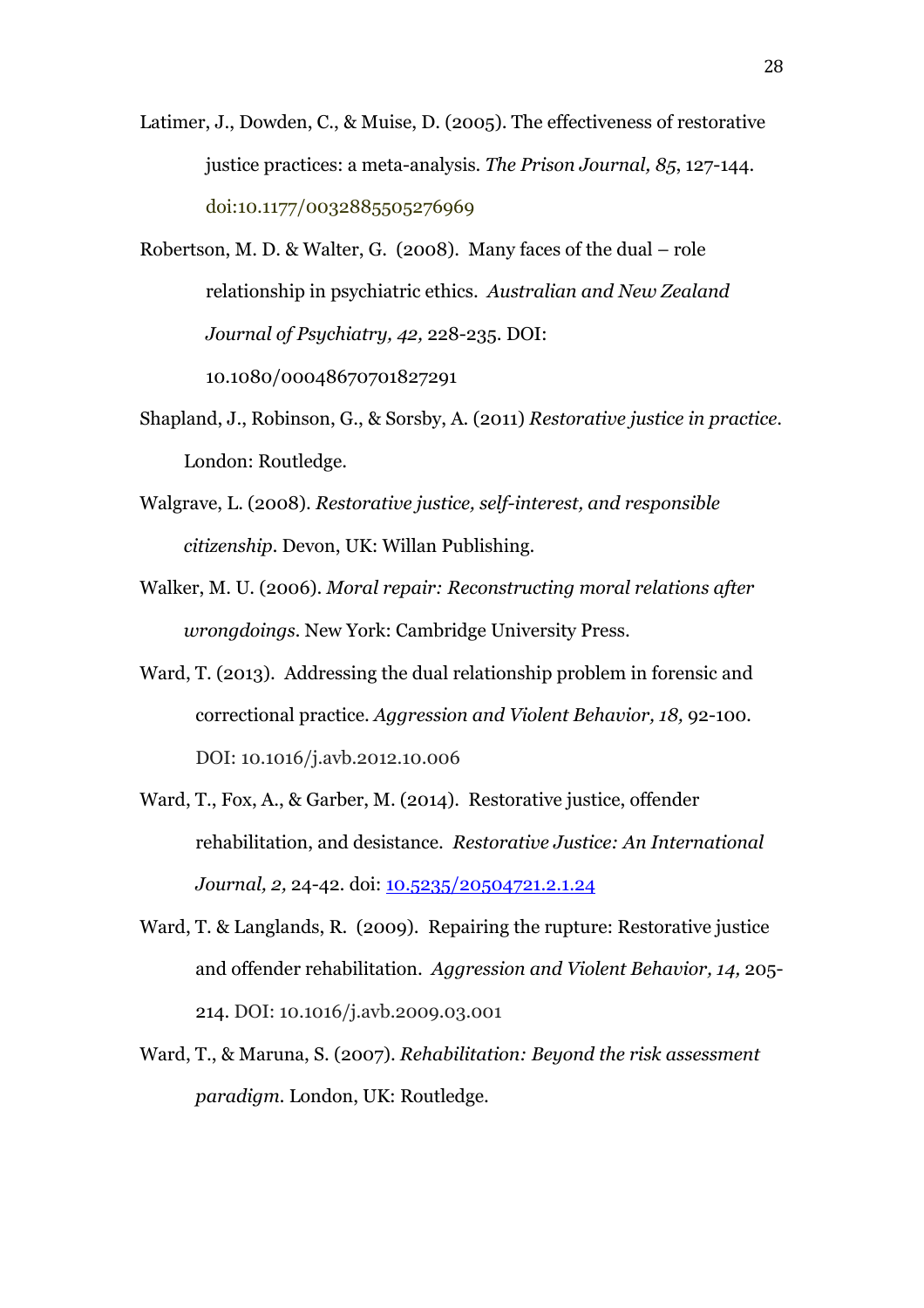Latimer, J., Dowden, C., & Muise, D. (2005). The effectiveness of restorative justice practices: a meta-analysis. *The Prison Journal, 85*, 127-144. doi:10.1177/0032885505276969

Robertson, M. D. & Walter, G. (2008). Many faces of the dual – role relationship in psychiatric ethics. *Australian and New Zealand Journal of Psychiatry, 42,* 228-235. DOI: 10.1080/00048670701827291

Shapland, J., Robinson, G., & Sorsby, A. (2011) *Restorative justice in practice*. London: Routledge.

Walgrave, L. (2008). *Restorative justice, self-interest, and responsible citizenship*. Devon, UK: Willan Publishing.

Walker, M. U. (2006). *Moral repair: Reconstructing moral relations after wrongdoings*. New York: Cambridge University Press.

Ward, T. (2013). Addressing the dual relationship problem in forensic and correctional practice. *Aggression and Violent Behavior, 18,* 92-100. DOI: 10.1016/j.avb.2012.10.006

Ward, T., Fox, A., & Garber, M. (2014). Restorative justice, offender rehabilitation, and desistance. *Restorative Justice: An International Journal, 2,* 24-42. doi: 10.5235/20504721.2.1.24

Ward, T. & Langlands, R. (2009). Repairing the rupture: Restorative justice and offender rehabilitation. *Aggression and Violent Behavior, 14,* 205-214. DOI: 10.1016/j.avb.2009.03.001

Ward, T., & Maruna, S. (2007). *Rehabilitation: Beyond the risk assessment paradigm*. London, UK: Routledge.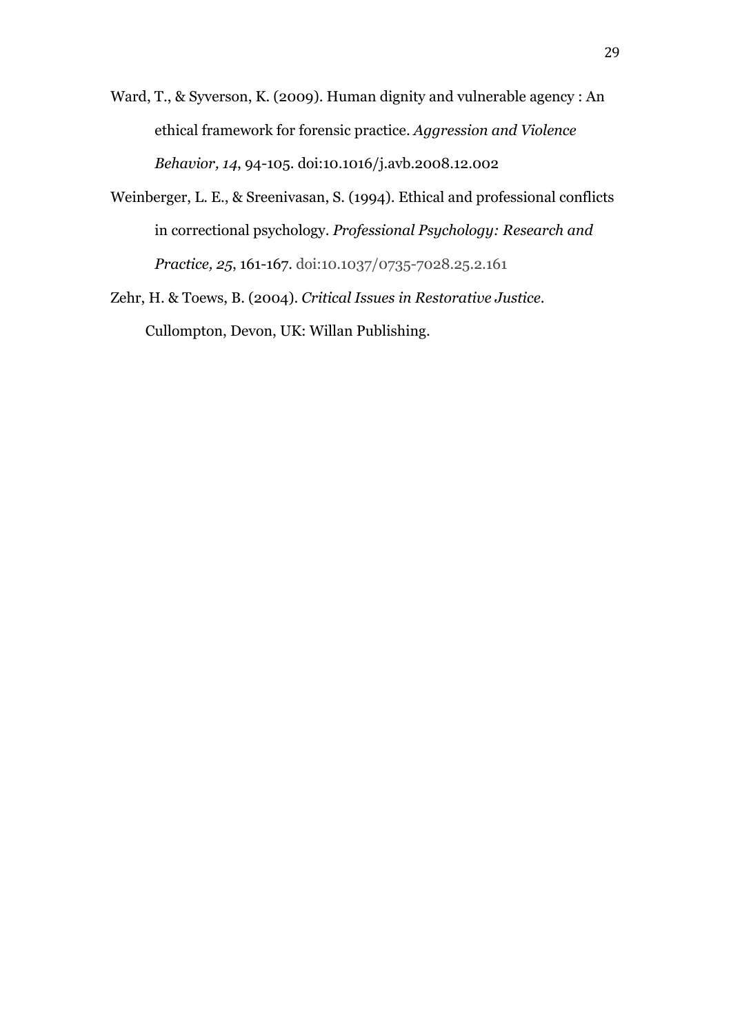Ward, T., & Syverson, K. (2009). Human dignity and vulnerable agency : An ethical framework for forensic practice. *Aggression and Violence Behavior, 14*, 94-105. doi:10.1016/j.avb.2008.12.002

Weinberger, L. E., & Sreenivasan, S. (1994). Ethical and professional conflicts in correctional psychology. *Professional Psychology: Research and Practice, 25*, 161-167. doi:10.1037/0735-7028.25.2.161

Zehr, H. & Toews, B. (2004). *Critical Issues in Restorative Justice*. Cullompton, Devon, UK: Willan Publishing.